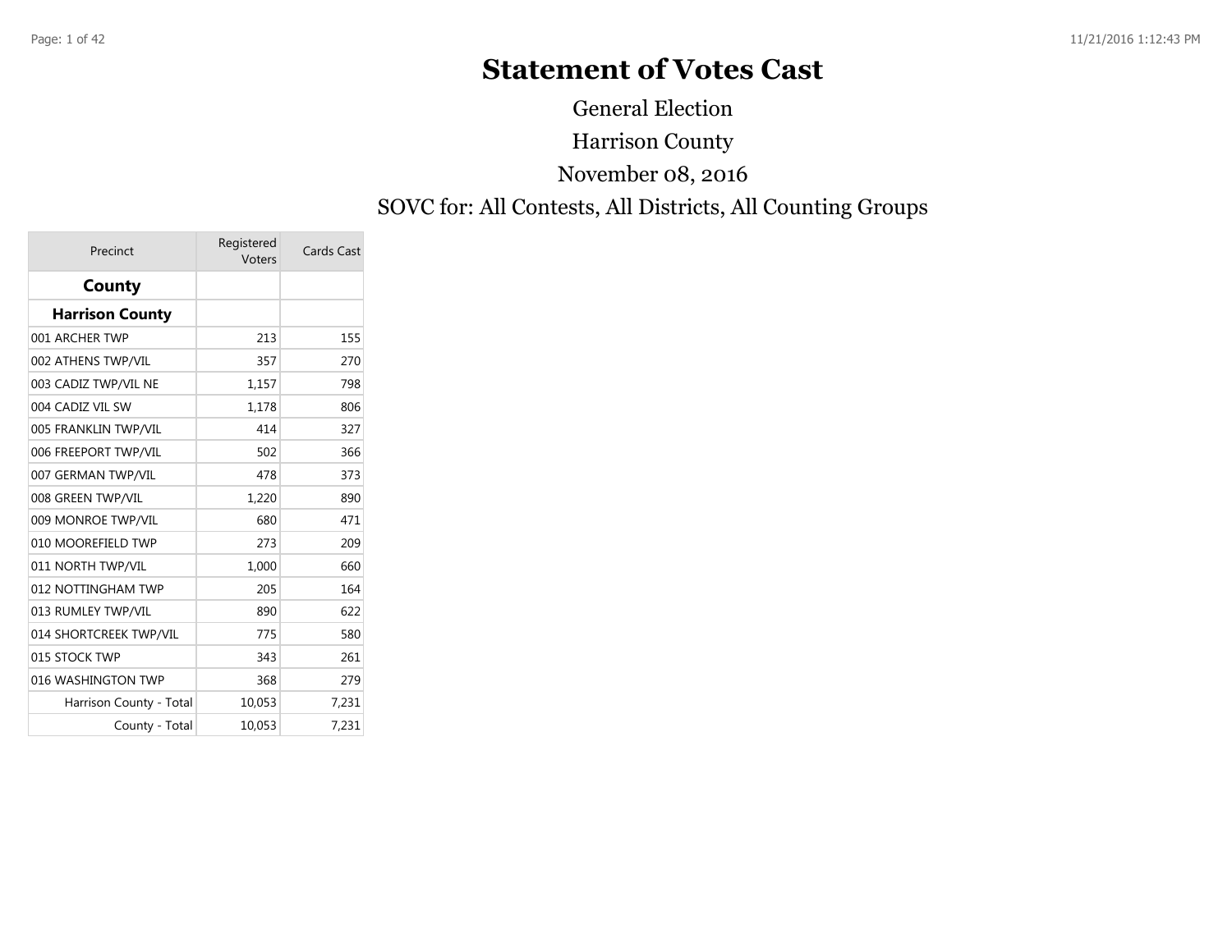# Statement of Votes Cast

General Election

Harrison County

November 08, 2016

SOVC for: All Contests, All Districts, All Counting Groups

| Precinct | Registered Voters | Cards Cast |
|---|---|---|
| **County** | | |
| **Harrison County** | | |
| 001 ARCHER TWP | 213 | 155 |
| 002 ATHENS TWP/VIL | 357 | 270 |
| 003 CADIZ TWP/VIL NE | 1,157 | 798 |
| 004 CADIZ VIL SW | 1,178 | 806 |
| 005 FRANKLIN TWP/VIL | 414 | 327 |
| 006 FREEPORT TWP/VIL | 502 | 366 |
| 007 GERMAN TWP/VIL | 478 | 373 |
| 008 GREEN TWP/VIL | 1,220 | 890 |
| 009 MONROE TWP/VIL | 680 | 471 |
| 010 MOOREFIELD TWP | 273 | 209 |
| 011 NORTH TWP/VIL | 1,000 | 660 |
| 012 NOTTINGHAM TWP | 205 | 164 |
| 013 RUMLEY TWP/VIL | 890 | 622 |
| 014 SHORTCREEK TWP/VIL | 775 | 580 |
| 015 STOCK TWP | 343 | 261 |
| 016 WASHINGTON TWP | 368 | 279 |
| Harrison County - Total | 10,053 | 7,231 |
| County - Total | 10,053 | 7,231 |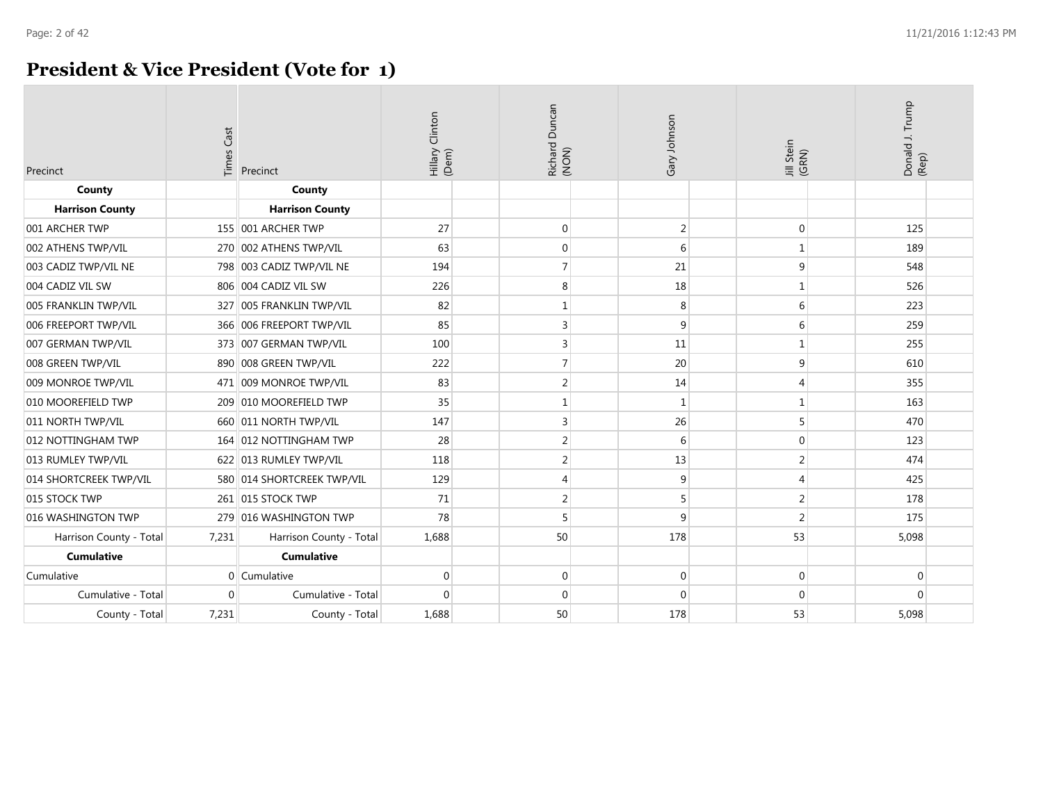# President & Vice President (Vote for 1)

| Precinct | Times Cast | Precinct | Hillary Clinton (Dem) | Richard Duncan (NON) | Gary Johnson | Jill Stein (GRN) | Donald J. Trump (Rep) |
|---|---|---|---|---|---|---|---|
| **County** | | **County** | | | | | |
| **Harrison County** | | **Harrison County** | | | | | |
| 001 ARCHER TWP | 155 | 001 ARCHER TWP | 27 | 0 | 2 | 0 | 125 |
| 002 ATHENS TWP/VIL | 270 | 002 ATHENS TWP/VIL | 63 | 0 | 6 | 1 | 189 |
| 003 CADIZ TWP/VIL NE | 798 | 003 CADIZ TWP/VIL NE | 194 | 7 | 21 | 9 | 548 |
| 004 CADIZ VIL SW | 806 | 004 CADIZ VIL SW | 226 | 8 | 18 | 1 | 526 |
| 005 FRANKLIN TWP/VIL | 327 | 005 FRANKLIN TWP/VIL | 82 | 1 | 8 | 6 | 223 |
| 006 FREEPORT TWP/VIL | 366 | 006 FREEPORT TWP/VIL | 85 | 3 | 9 | 6 | 259 |
| 007 GERMAN TWP/VIL | 373 | 007 GERMAN TWP/VIL | 100 | 3 | 11 | 1 | 255 |
| 008 GREEN TWP/VIL | 890 | 008 GREEN TWP/VIL | 222 | 7 | 20 | 9 | 610 |
| 009 MONROE TWP/VIL | 471 | 009 MONROE TWP/VIL | 83 | 2 | 14 | 4 | 355 |
| 010 MOOREFIELD TWP | 209 | 010 MOOREFIELD TWP | 35 | 1 | 1 | 1 | 163 |
| 011 NORTH TWP/VIL | 660 | 011 NORTH TWP/VIL | 147 | 3 | 26 | 5 | 470 |
| 012 NOTTINGHAM TWP | 164 | 012 NOTTINGHAM TWP | 28 | 2 | 6 | 0 | 123 |
| 013 RUMLEY TWP/VIL | 622 | 013 RUMLEY TWP/VIL | 118 | 2 | 13 | 2 | 474 |
| 014 SHORTCREEK TWP/VIL | 580 | 014 SHORTCREEK TWP/VIL | 129 | 4 | 9 | 4 | 425 |
| 015 STOCK TWP | 261 | 015 STOCK TWP | 71 | 2 | 5 | 2 | 178 |
| 016 WASHINGTON TWP | 279 | 016 WASHINGTON TWP | 78 | 5 | 9 | 2 | 175 |
| Harrison County - Total | 7,231 | Harrison County - Total | 1,688 | 50 | 178 | 53 | 5,098 |
| **Cumulative** | | **Cumulative** | | | | | |
| Cumulative | 0 | Cumulative | 0 | 0 | 0 | 0 | 0 |
| Cumulative - Total | 0 | Cumulative - Total | 0 | 0 | 0 | 0 | 0 |
| County - Total | 7,231 | County - Total | 1,688 | 50 | 178 | 53 | 5,098 |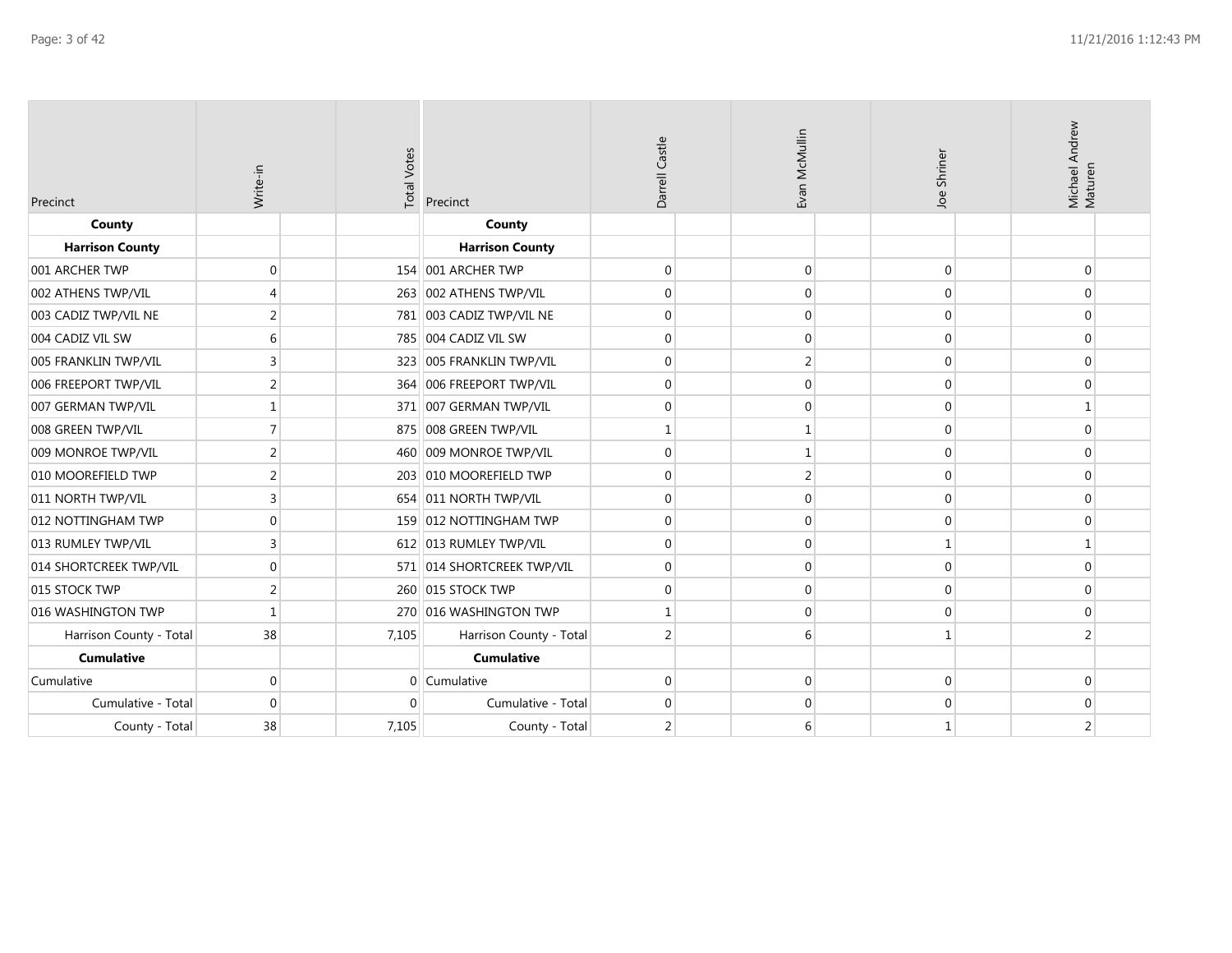| Precinct | Write-in | Total Votes | Precinct | Darrell Castle | Evan McMullin | Joe Shriner | Michael Andrew Maturen |
|---|---|---|---|---|---|---|---|
| **County** | | | **County** | | | | |
| **Harrison County** | | | **Harrison County** | | | | |
| 001 ARCHER TWP | 0 | 154 | 001 ARCHER TWP | 0 | 0 | 0 | 0 |
| 002 ATHENS TWP/VIL | 4 | 263 | 002 ATHENS TWP/VIL | 0 | 0 | 0 | 0 |
| 003 CADIZ TWP/VIL NE | 2 | 781 | 003 CADIZ TWP/VIL NE | 0 | 0 | 0 | 0 |
| 004 CADIZ VIL SW | 6 | 785 | 004 CADIZ VIL SW | 0 | 0 | 0 | 0 |
| 005 FRANKLIN TWP/VIL | 3 | 323 | 005 FRANKLIN TWP/VIL | 0 | 2 | 0 | 0 |
| 006 FREEPORT TWP/VIL | 2 | 364 | 006 FREEPORT TWP/VIL | 0 | 0 | 0 | 0 |
| 007 GERMAN TWP/VIL | 1 | 371 | 007 GERMAN TWP/VIL | 0 | 0 | 0 | 1 |
| 008 GREEN TWP/VIL | 7 | 875 | 008 GREEN TWP/VIL | 1 | 1 | 0 | 0 |
| 009 MONROE TWP/VIL | 2 | 460 | 009 MONROE TWP/VIL | 0 | 1 | 0 | 0 |
| 010 MOOREFIELD TWP | 2 | 203 | 010 MOOREFIELD TWP | 0 | 2 | 0 | 0 |
| 011 NORTH TWP/VIL | 3 | 654 | 011 NORTH TWP/VIL | 0 | 0 | 0 | 0 |
| 012 NOTTINGHAM TWP | 0 | 159 | 012 NOTTINGHAM TWP | 0 | 0 | 0 | 0 |
| 013 RUMLEY TWP/VIL | 3 | 612 | 013 RUMLEY TWP/VIL | 0 | 0 | 1 | 1 |
| 014 SHORTCREEK TWP/VIL | 0 | 571 | 014 SHORTCREEK TWP/VIL | 0 | 0 | 0 | 0 |
| 015 STOCK TWP | 2 | 260 | 015 STOCK TWP | 0 | 0 | 0 | 0 |
| 016 WASHINGTON TWP | 1 | 270 | 016 WASHINGTON TWP | 1 | 0 | 0 | 0 |
| Harrison County - Total | 38 | 7,105 | Harrison County - Total | 2 | 6 | 1 | 2 |
| **Cumulative** | | | **Cumulative** | | | | |
| Cumulative | 0 | 0 | Cumulative | 0 | 0 | 0 | 0 |
| Cumulative - Total | 0 | 0 | Cumulative - Total | 0 | 0 | 0 | 0 |
| County - Total | 38 | 7,105 | County - Total | 2 | 6 | 1 | 2 |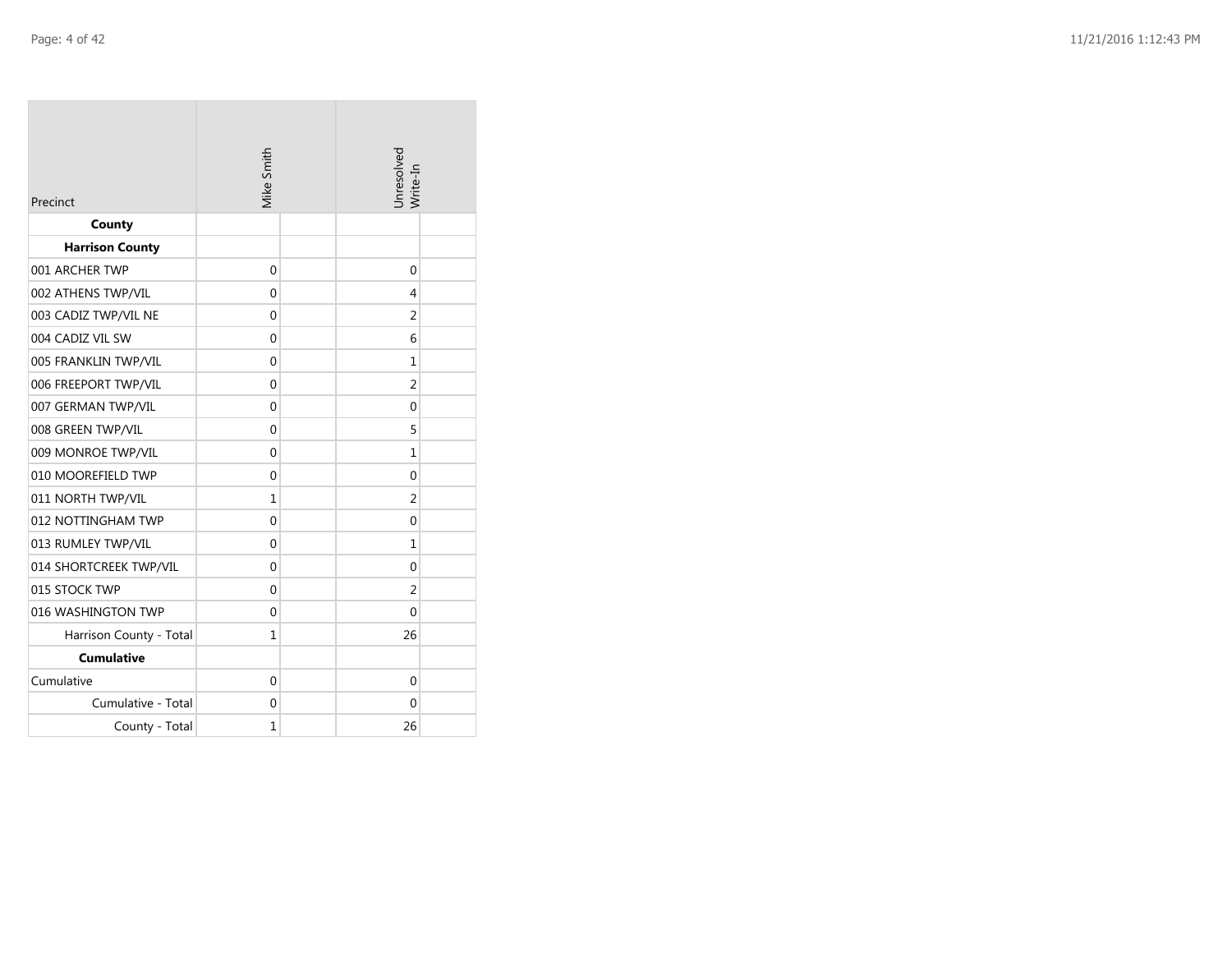| Precinct | Mike Smith | | Unresolved Write-In | |
|---|---|---|---|---|
| **County** | | | | |
| **Harrison County** | | | | |
| 001 ARCHER TWP | 0 | | 0 | |
| 002 ATHENS TWP/VIL | 0 | | 4 | |
| 003 CADIZ TWP/VIL NE | 0 | | 2 | |
| 004 CADIZ VIL SW | 0 | | 6 | |
| 005 FRANKLIN TWP/VIL | 0 | | 1 | |
| 006 FREEPORT TWP/VIL | 0 | | 2 | |
| 007 GERMAN TWP/VIL | 0 | | 0 | |
| 008 GREEN TWP/VIL | 0 | | 5 | |
| 009 MONROE TWP/VIL | 0 | | 1 | |
| 010 MOOREFIELD TWP | 0 | | 0 | |
| 011 NORTH TWP/VIL | 1 | | 2 | |
| 012 NOTTINGHAM TWP | 0 | | 0 | |
| 013 RUMLEY TWP/VIL | 0 | | 1 | |
| 014 SHORTCREEK TWP/VIL | 0 | | 0 | |
| 015 STOCK TWP | 0 | | 2 | |
| 016 WASHINGTON TWP | 0 | | 0 | |
| Harrison County - Total | 1 | | 26 | |
| **Cumulative** | | | | |
| Cumulative | 0 | | 0 | |
| Cumulative - Total | 0 | | 0 | |
| County - Total | 1 | | 26 | |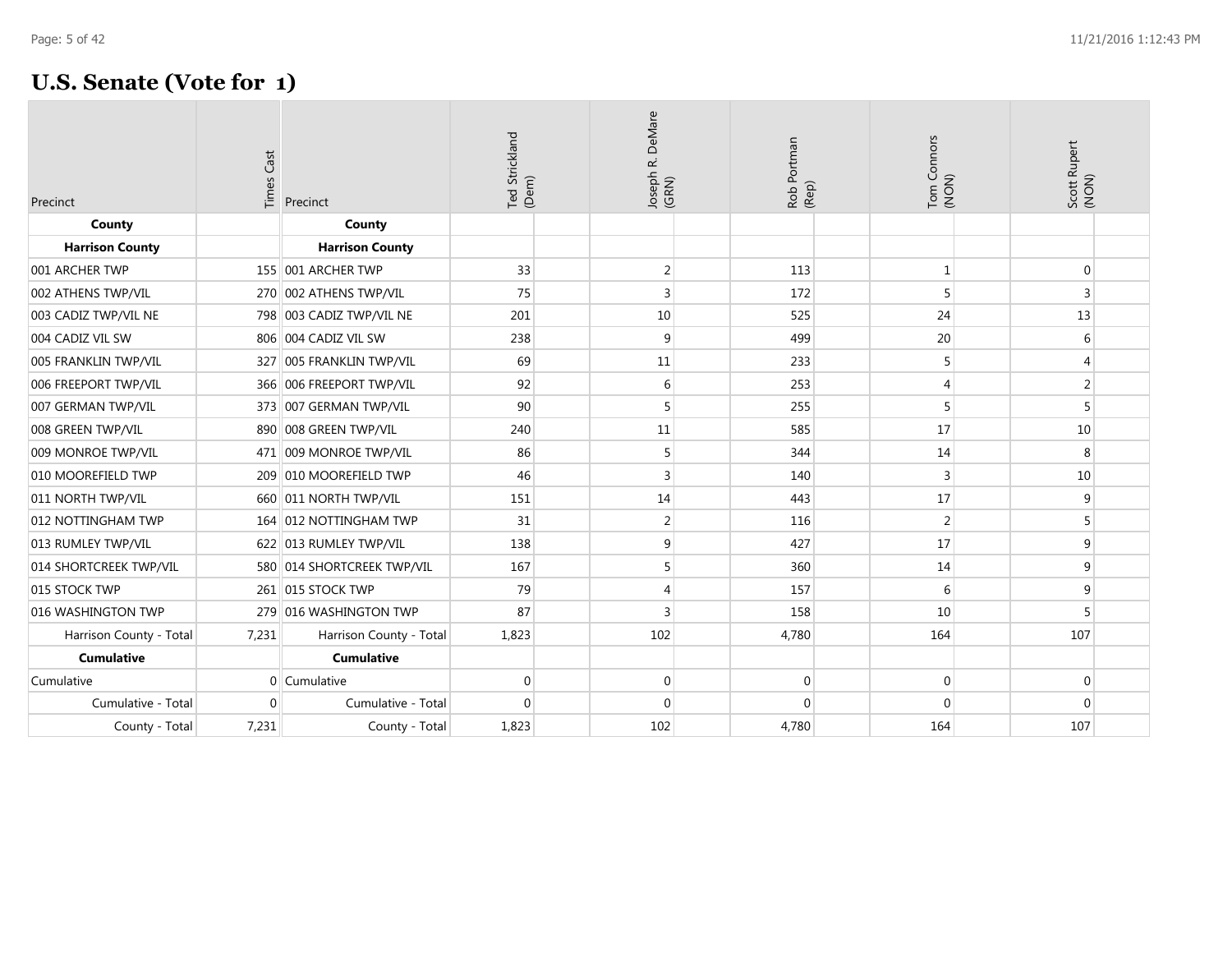# U.S. Senate (Vote for 1)

| Precinct | Times Cast | Precinct | Ted Strickland (Dem) | Joseph R. DeMare (GRN) | Rob Portman (Rep) | Tom Connors (NON) | Scott Rupert (NON) |
|---|---|---|---|---|---|---|---|
| **County** | | **County** | | | | | |
| **Harrison County** | | **Harrison County** | | | | | |
| 001 ARCHER TWP | 155 | 001 ARCHER TWP | 33 | 2 | 113 | 1 | 0 |
| 002 ATHENS TWP/VIL | 270 | 002 ATHENS TWP/VIL | 75 | 3 | 172 | 5 | 3 |
| 003 CADIZ TWP/VIL NE | 798 | 003 CADIZ TWP/VIL NE | 201 | 10 | 525 | 24 | 13 |
| 004 CADIZ VIL SW | 806 | 004 CADIZ VIL SW | 238 | 9 | 499 | 20 | 6 |
| 005 FRANKLIN TWP/VIL | 327 | 005 FRANKLIN TWP/VIL | 69 | 11 | 233 | 5 | 4 |
| 006 FREEPORT TWP/VIL | 366 | 006 FREEPORT TWP/VIL | 92 | 6 | 253 | 4 | 2 |
| 007 GERMAN TWP/VIL | 373 | 007 GERMAN TWP/VIL | 90 | 5 | 255 | 5 | 5 |
| 008 GREEN TWP/VIL | 890 | 008 GREEN TWP/VIL | 240 | 11 | 585 | 17 | 10 |
| 009 MONROE TWP/VIL | 471 | 009 MONROE TWP/VIL | 86 | 5 | 344 | 14 | 8 |
| 010 MOOREFIELD TWP | 209 | 010 MOOREFIELD TWP | 46 | 3 | 140 | 3 | 10 |
| 011 NORTH TWP/VIL | 660 | 011 NORTH TWP/VIL | 151 | 14 | 443 | 17 | 9 |
| 012 NOTTINGHAM TWP | 164 | 012 NOTTINGHAM TWP | 31 | 2 | 116 | 2 | 5 |
| 013 RUMLEY TWP/VIL | 622 | 013 RUMLEY TWP/VIL | 138 | 9 | 427 | 17 | 9 |
| 014 SHORTCREEK TWP/VIL | 580 | 014 SHORTCREEK TWP/VIL | 167 | 5 | 360 | 14 | 9 |
| 015 STOCK TWP | 261 | 015 STOCK TWP | 79 | 4 | 157 | 6 | 9 |
| 016 WASHINGTON TWP | 279 | 016 WASHINGTON TWP | 87 | 3 | 158 | 10 | 5 |
| Harrison County - Total | 7,231 | Harrison County - Total | 1,823 | 102 | 4,780 | 164 | 107 |
| **Cumulative** | | **Cumulative** | | | | | |
| Cumulative | 0 | Cumulative | 0 | 0 | 0 | 0 | 0 |
| Cumulative - Total | 0 | Cumulative - Total | 0 | 0 | 0 | 0 | 0 |
| County - Total | 7,231 | County - Total | 1,823 | 102 | 4,780 | 164 | 107 |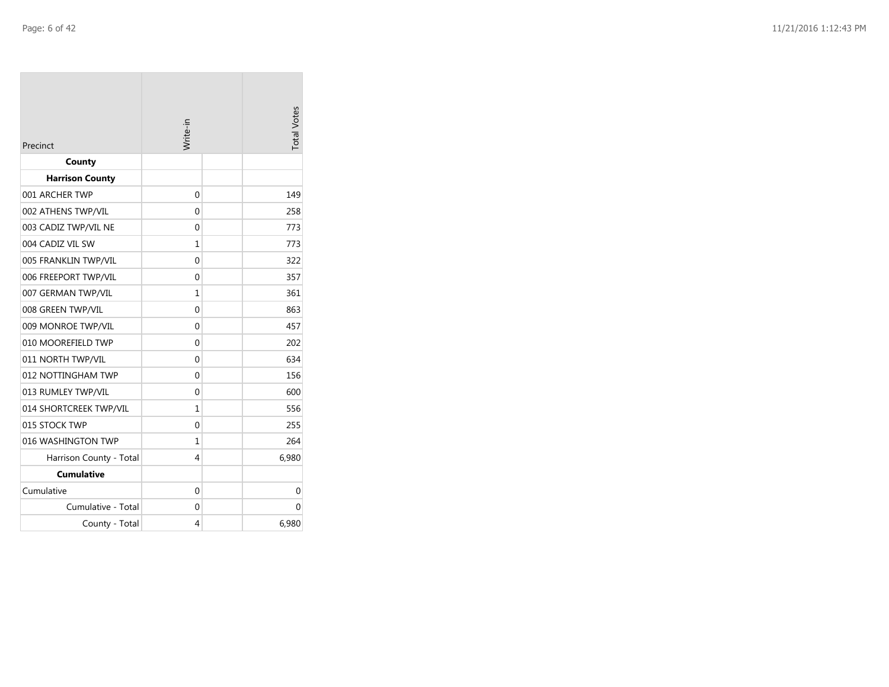| Precinct | Write-in | | Total Votes |
| --- | --- | --- | --- |
| **County** | | | |
| **Harrison County** | | | |
| 001 ARCHER TWP | 0 | | 149 |
| 002 ATHENS TWP/VIL | 0 | | 258 |
| 003 CADIZ TWP/VIL NE | 0 | | 773 |
| 004 CADIZ VIL SW | 1 | | 773 |
| 005 FRANKLIN TWP/VIL | 0 | | 322 |
| 006 FREEPORT TWP/VIL | 0 | | 357 |
| 007 GERMAN TWP/VIL | 1 | | 361 |
| 008 GREEN TWP/VIL | 0 | | 863 |
| 009 MONROE TWP/VIL | 0 | | 457 |
| 010 MOOREFIELD TWP | 0 | | 202 |
| 011 NORTH TWP/VIL | 0 | | 634 |
| 012 NOTTINGHAM TWP | 0 | | 156 |
| 013 RUMLEY TWP/VIL | 0 | | 600 |
| 014 SHORTCREEK TWP/VIL | 1 | | 556 |
| 015 STOCK TWP | 0 | | 255 |
| 016 WASHINGTON TWP | 1 | | 264 |
| Harrison County - Total | 4 | | 6,980 |
| **Cumulative** | | | |
| Cumulative | 0 | | 0 |
| Cumulative - Total | 0 | | 0 |
| County - Total | 4 | | 6,980 |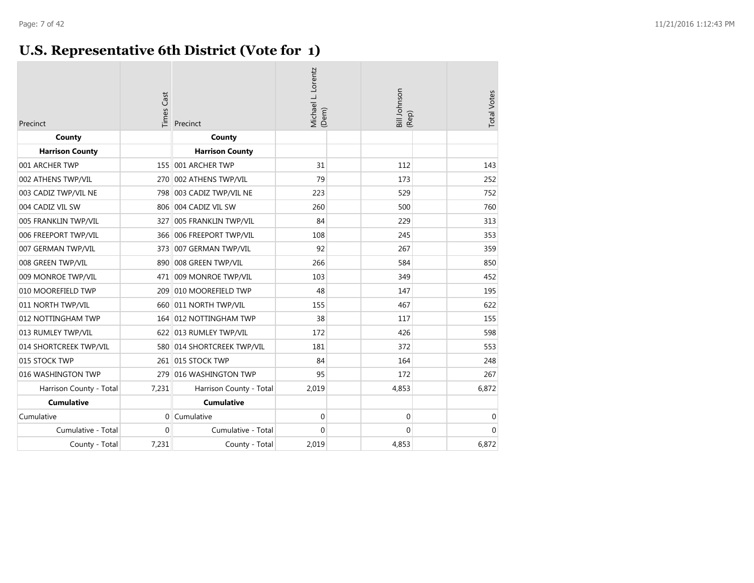# U.S. Representative 6th District (Vote for 1)

| Precinct | Times Cast | Precinct | Michael L. Lorentz (Dem) | Bill Johnson (Rep) | Total Votes |
|---|---|---|---|---|---|
| **County** | | **County** | | | |
| **Harrison County** | | **Harrison County** | | | |
| 001 ARCHER TWP | 155 | 001 ARCHER TWP | 31 | 112 | 143 |
| 002 ATHENS TWP/VIL | 270 | 002 ATHENS TWP/VIL | 79 | 173 | 252 |
| 003 CADIZ TWP/VIL NE | 798 | 003 CADIZ TWP/VIL NE | 223 | 529 | 752 |
| 004 CADIZ VIL SW | 806 | 004 CADIZ VIL SW | 260 | 500 | 760 |
| 005 FRANKLIN TWP/VIL | 327 | 005 FRANKLIN TWP/VIL | 84 | 229 | 313 |
| 006 FREEPORT TWP/VIL | 366 | 006 FREEPORT TWP/VIL | 108 | 245 | 353 |
| 007 GERMAN TWP/VIL | 373 | 007 GERMAN TWP/VIL | 92 | 267 | 359 |
| 008 GREEN TWP/VIL | 890 | 008 GREEN TWP/VIL | 266 | 584 | 850 |
| 009 MONROE TWP/VIL | 471 | 009 MONROE TWP/VIL | 103 | 349 | 452 |
| 010 MOOREFIELD TWP | 209 | 010 MOOREFIELD TWP | 48 | 147 | 195 |
| 011 NORTH TWP/VIL | 660 | 011 NORTH TWP/VIL | 155 | 467 | 622 |
| 012 NOTTINGHAM TWP | 164 | 012 NOTTINGHAM TWP | 38 | 117 | 155 |
| 013 RUMLEY TWP/VIL | 622 | 013 RUMLEY TWP/VIL | 172 | 426 | 598 |
| 014 SHORTCREEK TWP/VIL | 580 | 014 SHORTCREEK TWP/VIL | 181 | 372 | 553 |
| 015 STOCK TWP | 261 | 015 STOCK TWP | 84 | 164 | 248 |
| 016 WASHINGTON TWP | 279 | 016 WASHINGTON TWP | 95 | 172 | 267 |
| Harrison County - Total | 7,231 | Harrison County - Total | 2,019 | 4,853 | 6,872 |
| **Cumulative** | | **Cumulative** | | | |
| Cumulative | 0 | Cumulative | 0 | 0 | 0 |
| Cumulative - Total | 0 | Cumulative - Total | 0 | 0 | 0 |
| County - Total | 7,231 | County - Total | 2,019 | 4,853 | 6,872 |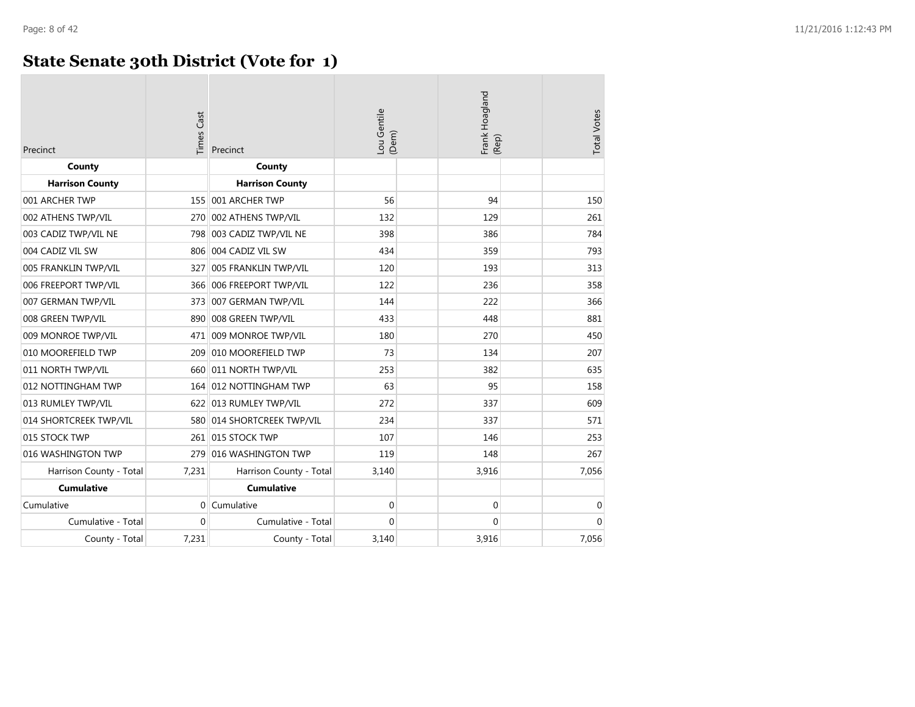# State Senate 30th District (Vote for 1)

| Precinct | Times Cast | Precinct | Lou Gentile (Dem) | Frank Hoagland (Rep) | Total Votes |
|---|---|---|---|---|---|
| **County** | | **County** | | | |
| **Harrison County** | | **Harrison County** | | | |
| 001 ARCHER TWP | 155 | 001 ARCHER TWP | 56 | 94 | 150 |
| 002 ATHENS TWP/VIL | 270 | 002 ATHENS TWP/VIL | 132 | 129 | 261 |
| 003 CADIZ TWP/VIL NE | 798 | 003 CADIZ TWP/VIL NE | 398 | 386 | 784 |
| 004 CADIZ VIL SW | 806 | 004 CADIZ VIL SW | 434 | 359 | 793 |
| 005 FRANKLIN TWP/VIL | 327 | 005 FRANKLIN TWP/VIL | 120 | 193 | 313 |
| 006 FREEPORT TWP/VIL | 366 | 006 FREEPORT TWP/VIL | 122 | 236 | 358 |
| 007 GERMAN TWP/VIL | 373 | 007 GERMAN TWP/VIL | 144 | 222 | 366 |
| 008 GREEN TWP/VIL | 890 | 008 GREEN TWP/VIL | 433 | 448 | 881 |
| 009 MONROE TWP/VIL | 471 | 009 MONROE TWP/VIL | 180 | 270 | 450 |
| 010 MOOREFIELD TWP | 209 | 010 MOOREFIELD TWP | 73 | 134 | 207 |
| 011 NORTH TWP/VIL | 660 | 011 NORTH TWP/VIL | 253 | 382 | 635 |
| 012 NOTTINGHAM TWP | 164 | 012 NOTTINGHAM TWP | 63 | 95 | 158 |
| 013 RUMLEY TWP/VIL | 622 | 013 RUMLEY TWP/VIL | 272 | 337 | 609 |
| 014 SHORTCREEK TWP/VIL | 580 | 014 SHORTCREEK TWP/VIL | 234 | 337 | 571 |
| 015 STOCK TWP | 261 | 015 STOCK TWP | 107 | 146 | 253 |
| 016 WASHINGTON TWP | 279 | 016 WASHINGTON TWP | 119 | 148 | 267 |
| Harrison County - Total | 7,231 | Harrison County - Total | 3,140 | 3,916 | 7,056 |
| **Cumulative** | | **Cumulative** | | | |
| Cumulative | 0 | Cumulative | 0 | 0 | 0 |
| Cumulative - Total | 0 | Cumulative - Total | 0 | 0 | 0 |
| County - Total | 7,231 | County - Total | 3,140 | 3,916 | 7,056 |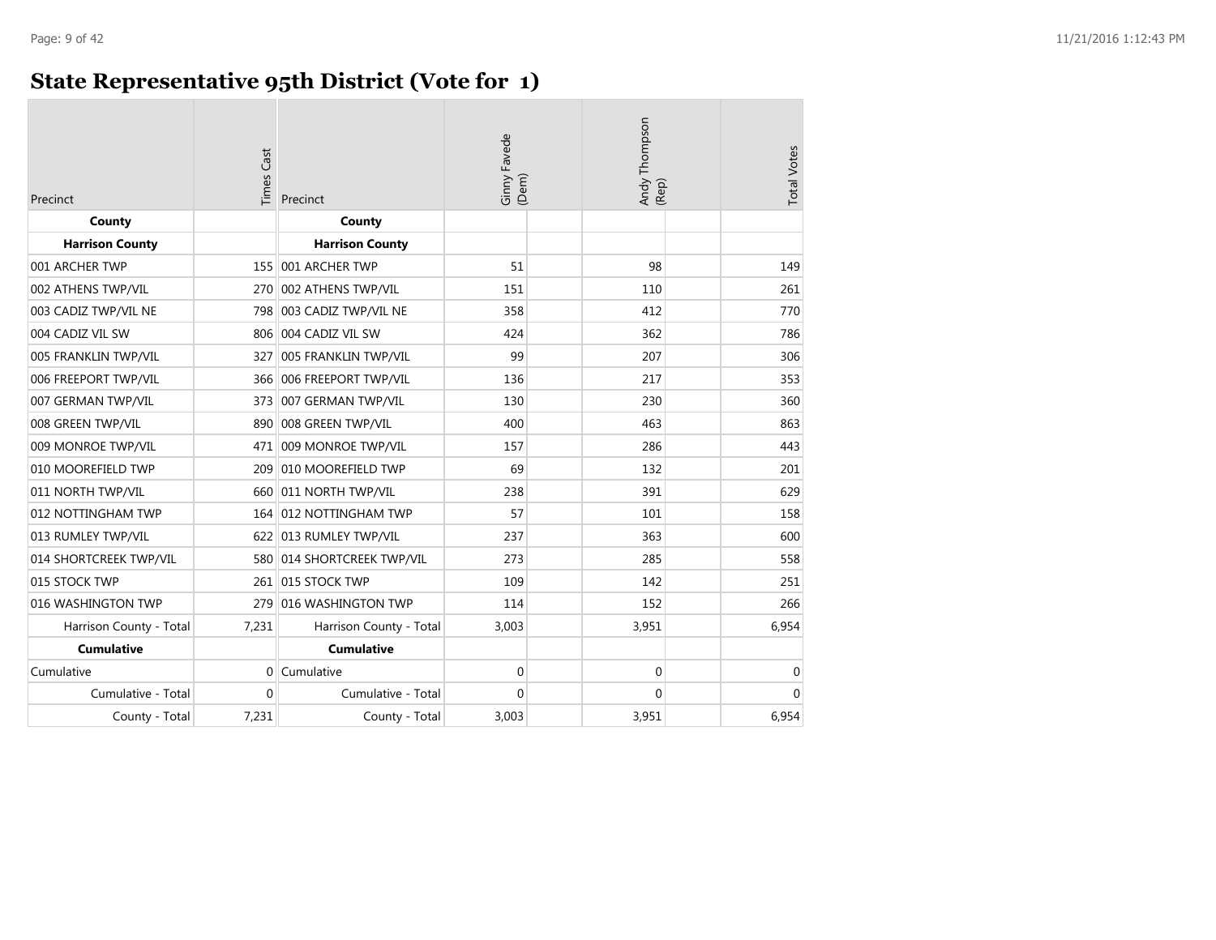# State Representative 95th District (Vote for 1)

| Precinct | Times Cast | Precinct | Ginny Favede (Dem) | Andy Thompson (Rep) | Total Votes |
|---|---|---|---|---|---|
| **County** | | **County** | | | |
| **Harrison County** | | **Harrison County** | | | |
| 001 ARCHER TWP | 155 | 001 ARCHER TWP | 51 | 98 | 149 |
| 002 ATHENS TWP/VIL | 270 | 002 ATHENS TWP/VIL | 151 | 110 | 261 |
| 003 CADIZ TWP/VIL NE | 798 | 003 CADIZ TWP/VIL NE | 358 | 412 | 770 |
| 004 CADIZ VIL SW | 806 | 004 CADIZ VIL SW | 424 | 362 | 786 |
| 005 FRANKLIN TWP/VIL | 327 | 005 FRANKLIN TWP/VIL | 99 | 207 | 306 |
| 006 FREEPORT TWP/VIL | 366 | 006 FREEPORT TWP/VIL | 136 | 217 | 353 |
| 007 GERMAN TWP/VIL | 373 | 007 GERMAN TWP/VIL | 130 | 230 | 360 |
| 008 GREEN TWP/VIL | 890 | 008 GREEN TWP/VIL | 400 | 463 | 863 |
| 009 MONROE TWP/VIL | 471 | 009 MONROE TWP/VIL | 157 | 286 | 443 |
| 010 MOOREFIELD TWP | 209 | 010 MOOREFIELD TWP | 69 | 132 | 201 |
| 011 NORTH TWP/VIL | 660 | 011 NORTH TWP/VIL | 238 | 391 | 629 |
| 012 NOTTINGHAM TWP | 164 | 012 NOTTINGHAM TWP | 57 | 101 | 158 |
| 013 RUMLEY TWP/VIL | 622 | 013 RUMLEY TWP/VIL | 237 | 363 | 600 |
| 014 SHORTCREEK TWP/VIL | 580 | 014 SHORTCREEK TWP/VIL | 273 | 285 | 558 |
| 015 STOCK TWP | 261 | 015 STOCK TWP | 109 | 142 | 251 |
| 016 WASHINGTON TWP | 279 | 016 WASHINGTON TWP | 114 | 152 | 266 |
| Harrison County - Total | 7,231 | Harrison County - Total | 3,003 | 3,951 | 6,954 |
| **Cumulative** | | **Cumulative** | | | |
| Cumulative | 0 | Cumulative | 0 | 0 | 0 |
| Cumulative - Total | 0 | Cumulative - Total | 0 | 0 | 0 |
| County - Total | 7,231 | County - Total | 3,003 | 3,951 | 6,954 |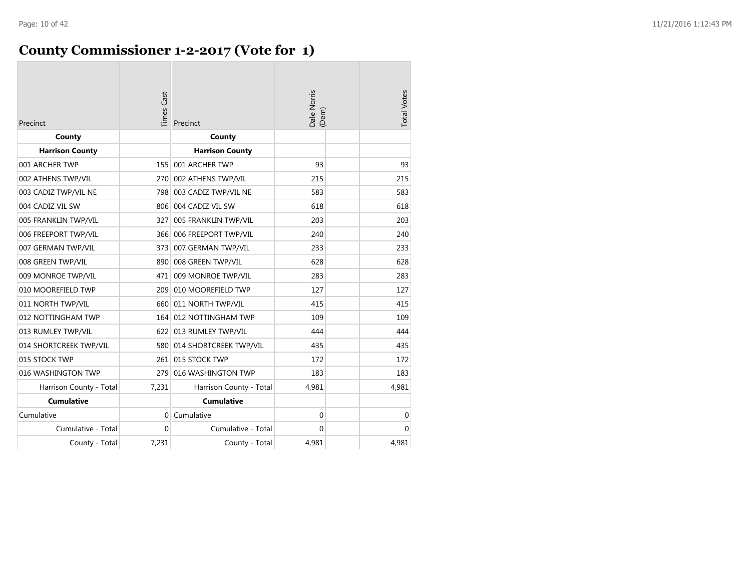# County Commissioner 1-2-2017 (Vote for 1)

| Precinct | Times Cast | Precinct | Dale Norris (Dem) | | Total Votes |
|---|---|---|---|---|---|
| **County** | | **County** | | | |
| **Harrison County** | | **Harrison County** | | | |
| 001 ARCHER TWP | 155 | 001 ARCHER TWP | 93 | | 93 |
| 002 ATHENS TWP/VIL | 270 | 002 ATHENS TWP/VIL | 215 | | 215 |
| 003 CADIZ TWP/VIL NE | 798 | 003 CADIZ TWP/VIL NE | 583 | | 583 |
| 004 CADIZ VIL SW | 806 | 004 CADIZ VIL SW | 618 | | 618 |
| 005 FRANKLIN TWP/VIL | 327 | 005 FRANKLIN TWP/VIL | 203 | | 203 |
| 006 FREEPORT TWP/VIL | 366 | 006 FREEPORT TWP/VIL | 240 | | 240 |
| 007 GERMAN TWP/VIL | 373 | 007 GERMAN TWP/VIL | 233 | | 233 |
| 008 GREEN TWP/VIL | 890 | 008 GREEN TWP/VIL | 628 | | 628 |
| 009 MONROE TWP/VIL | 471 | 009 MONROE TWP/VIL | 283 | | 283 |
| 010 MOOREFIELD TWP | 209 | 010 MOOREFIELD TWP | 127 | | 127 |
| 011 NORTH TWP/VIL | 660 | 011 NORTH TWP/VIL | 415 | | 415 |
| 012 NOTTINGHAM TWP | 164 | 012 NOTTINGHAM TWP | 109 | | 109 |
| 013 RUMLEY TWP/VIL | 622 | 013 RUMLEY TWP/VIL | 444 | | 444 |
| 014 SHORTCREEK TWP/VIL | 580 | 014 SHORTCREEK TWP/VIL | 435 | | 435 |
| 015 STOCK TWP | 261 | 015 STOCK TWP | 172 | | 172 |
| 016 WASHINGTON TWP | 279 | 016 WASHINGTON TWP | 183 | | 183 |
| Harrison County - Total | 7,231 | Harrison County - Total | 4,981 | | 4,981 |
| **Cumulative** | | **Cumulative** | | | |
| Cumulative | 0 | Cumulative | 0 | | 0 |
| Cumulative - Total | 0 | Cumulative - Total | 0 | | 0 |
| County - Total | 7,231 | County - Total | 4,981 | | 4,981 |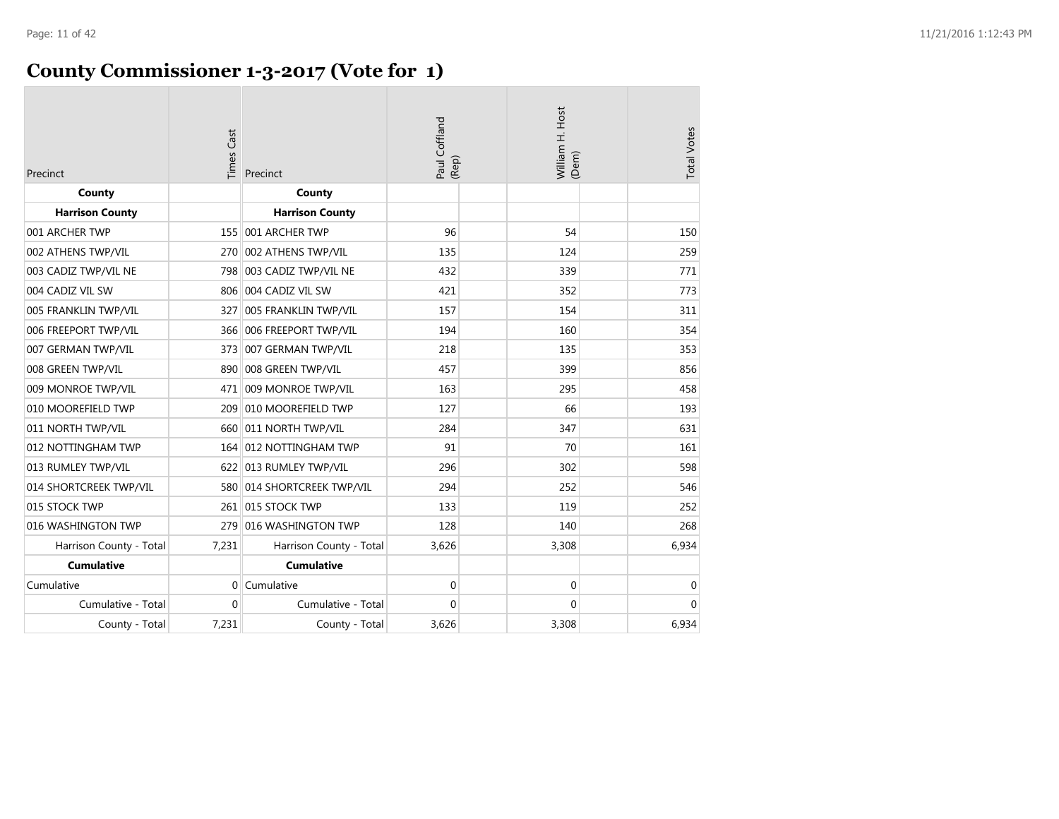# County Commissioner 1-3-2017 (Vote for 1)

| Precinct | Times Cast | Precinct | Paul Coffland (Rep) | William H. Host (Dem) | Total Votes |
|---|---|---|---|---|---|
| **County** | | **County** | | | |
| **Harrison County** | | **Harrison County** | | | |
| 001 ARCHER TWP | 155 | 001 ARCHER TWP | 96 | 54 | 150 |
| 002 ATHENS TWP/VIL | 270 | 002 ATHENS TWP/VIL | 135 | 124 | 259 |
| 003 CADIZ TWP/VIL NE | 798 | 003 CADIZ TWP/VIL NE | 432 | 339 | 771 |
| 004 CADIZ VIL SW | 806 | 004 CADIZ VIL SW | 421 | 352 | 773 |
| 005 FRANKLIN TWP/VIL | 327 | 005 FRANKLIN TWP/VIL | 157 | 154 | 311 |
| 006 FREEPORT TWP/VIL | 366 | 006 FREEPORT TWP/VIL | 194 | 160 | 354 |
| 007 GERMAN TWP/VIL | 373 | 007 GERMAN TWP/VIL | 218 | 135 | 353 |
| 008 GREEN TWP/VIL | 890 | 008 GREEN TWP/VIL | 457 | 399 | 856 |
| 009 MONROE TWP/VIL | 471 | 009 MONROE TWP/VIL | 163 | 295 | 458 |
| 010 MOOREFIELD TWP | 209 | 010 MOOREFIELD TWP | 127 | 66 | 193 |
| 011 NORTH TWP/VIL | 660 | 011 NORTH TWP/VIL | 284 | 347 | 631 |
| 012 NOTTINGHAM TWP | 164 | 012 NOTTINGHAM TWP | 91 | 70 | 161 |
| 013 RUMLEY TWP/VIL | 622 | 013 RUMLEY TWP/VIL | 296 | 302 | 598 |
| 014 SHORTCREEK TWP/VIL | 580 | 014 SHORTCREEK TWP/VIL | 294 | 252 | 546 |
| 015 STOCK TWP | 261 | 015 STOCK TWP | 133 | 119 | 252 |
| 016 WASHINGTON TWP | 279 | 016 WASHINGTON TWP | 128 | 140 | 268 |
| Harrison County - Total | 7,231 | Harrison County - Total | 3,626 | 3,308 | 6,934 |
| **Cumulative** | | **Cumulative** | | | |
| Cumulative | 0 | Cumulative | 0 | 0 | 0 |
| Cumulative - Total | 0 | Cumulative - Total | 0 | 0 | 0 |
| County - Total | 7,231 | County - Total | 3,626 | 3,308 | 6,934 |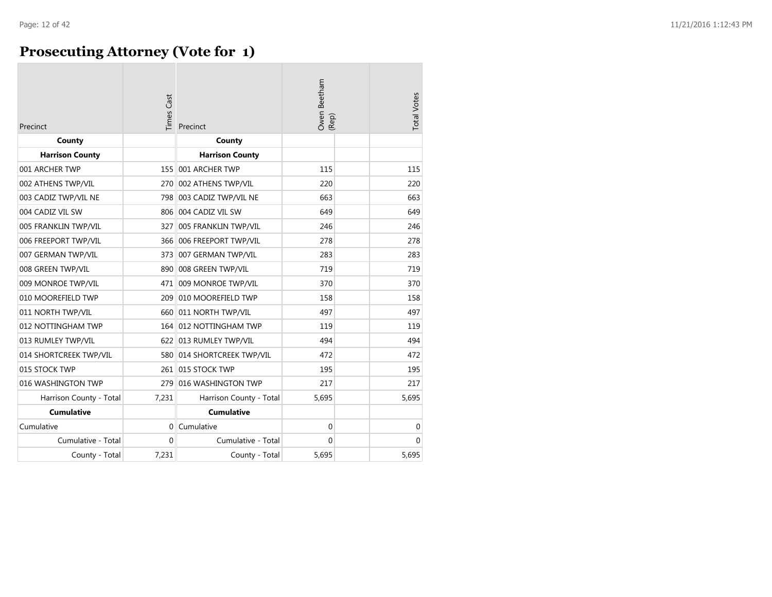# Prosecuting Attorney (Vote for 1)

| Precinct | Times Cast | Precinct | Owen Beetham (Rep) | | Total Votes |
|---|---|---|---|---|---|
| **County** | | **County** | | | |
| **Harrison County** | | **Harrison County** | | | |
| 001 ARCHER TWP | 155 | 001 ARCHER TWP | 115 | | 115 |
| 002 ATHENS TWP/VIL | 270 | 002 ATHENS TWP/VIL | 220 | | 220 |
| 003 CADIZ TWP/VIL NE | 798 | 003 CADIZ TWP/VIL NE | 663 | | 663 |
| 004 CADIZ VIL SW | 806 | 004 CADIZ VIL SW | 649 | | 649 |
| 005 FRANKLIN TWP/VIL | 327 | 005 FRANKLIN TWP/VIL | 246 | | 246 |
| 006 FREEPORT TWP/VIL | 366 | 006 FREEPORT TWP/VIL | 278 | | 278 |
| 007 GERMAN TWP/VIL | 373 | 007 GERMAN TWP/VIL | 283 | | 283 |
| 008 GREEN TWP/VIL | 890 | 008 GREEN TWP/VIL | 719 | | 719 |
| 009 MONROE TWP/VIL | 471 | 009 MONROE TWP/VIL | 370 | | 370 |
| 010 MOOREFIELD TWP | 209 | 010 MOOREFIELD TWP | 158 | | 158 |
| 011 NORTH TWP/VIL | 660 | 011 NORTH TWP/VIL | 497 | | 497 |
| 012 NOTTINGHAM TWP | 164 | 012 NOTTINGHAM TWP | 119 | | 119 |
| 013 RUMLEY TWP/VIL | 622 | 013 RUMLEY TWP/VIL | 494 | | 494 |
| 014 SHORTCREEK TWP/VIL | 580 | 014 SHORTCREEK TWP/VIL | 472 | | 472 |
| 015 STOCK TWP | 261 | 015 STOCK TWP | 195 | | 195 |
| 016 WASHINGTON TWP | 279 | 016 WASHINGTON TWP | 217 | | 217 |
| Harrison County - Total | 7,231 | Harrison County - Total | 5,695 | | 5,695 |
| **Cumulative** | | **Cumulative** | | | |
| Cumulative | 0 | Cumulative | 0 | | 0 |
| Cumulative - Total | 0 | Cumulative - Total | 0 | | 0 |
| County - Total | 7,231 | County - Total | 5,695 | | 5,695 |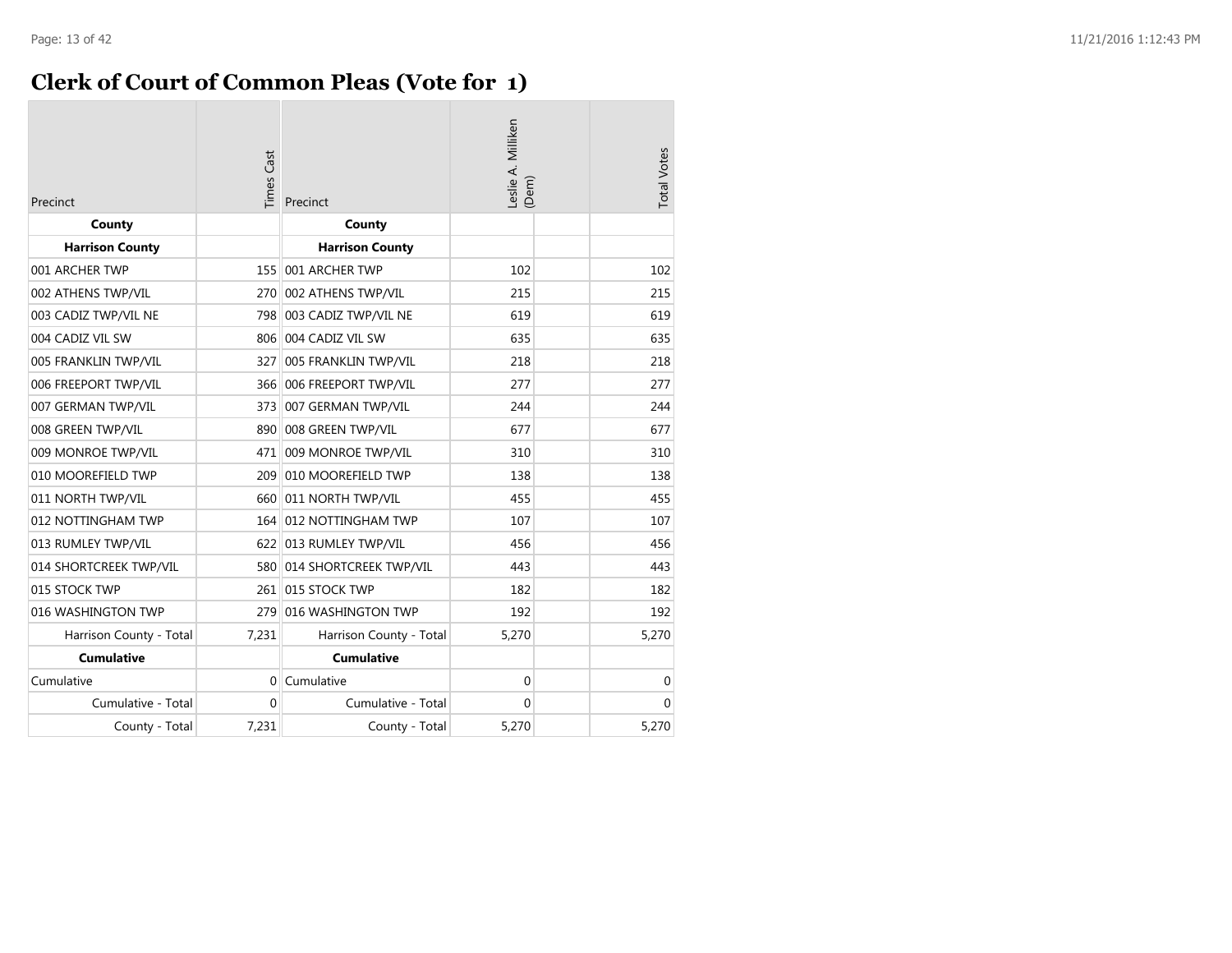# Clerk of Court of Common Pleas (Vote for 1)

| Precinct | Times Cast | Precinct | Leslie A. Milliken (Dem) | | Total Votes |
|---|---|---|---|---|---|
| **County** | | **County** | | | |
| **Harrison County** | | **Harrison County** | | | |
| 001 ARCHER TWP | 155 | 001 ARCHER TWP | 102 | | 102 |
| 002 ATHENS TWP/VIL | 270 | 002 ATHENS TWP/VIL | 215 | | 215 |
| 003 CADIZ TWP/VIL NE | 798 | 003 CADIZ TWP/VIL NE | 619 | | 619 |
| 004 CADIZ VIL SW | 806 | 004 CADIZ VIL SW | 635 | | 635 |
| 005 FRANKLIN TWP/VIL | 327 | 005 FRANKLIN TWP/VIL | 218 | | 218 |
| 006 FREEPORT TWP/VIL | 366 | 006 FREEPORT TWP/VIL | 277 | | 277 |
| 007 GERMAN TWP/VIL | 373 | 007 GERMAN TWP/VIL | 244 | | 244 |
| 008 GREEN TWP/VIL | 890 | 008 GREEN TWP/VIL | 677 | | 677 |
| 009 MONROE TWP/VIL | 471 | 009 MONROE TWP/VIL | 310 | | 310 |
| 010 MOOREFIELD TWP | 209 | 010 MOOREFIELD TWP | 138 | | 138 |
| 011 NORTH TWP/VIL | 660 | 011 NORTH TWP/VIL | 455 | | 455 |
| 012 NOTTINGHAM TWP | 164 | 012 NOTTINGHAM TWP | 107 | | 107 |
| 013 RUMLEY TWP/VIL | 622 | 013 RUMLEY TWP/VIL | 456 | | 456 |
| 014 SHORTCREEK TWP/VIL | 580 | 014 SHORTCREEK TWP/VIL | 443 | | 443 |
| 015 STOCK TWP | 261 | 015 STOCK TWP | 182 | | 182 |
| 016 WASHINGTON TWP | 279 | 016 WASHINGTON TWP | 192 | | 192 |
| Harrison County - Total | 7,231 | Harrison County - Total | 5,270 | | 5,270 |
| **Cumulative** | | **Cumulative** | | | |
| Cumulative | 0 | Cumulative | 0 | | 0 |
| Cumulative - Total | 0 | Cumulative - Total | 0 | | 0 |
| County - Total | 7,231 | County - Total | 5,270 | | 5,270 |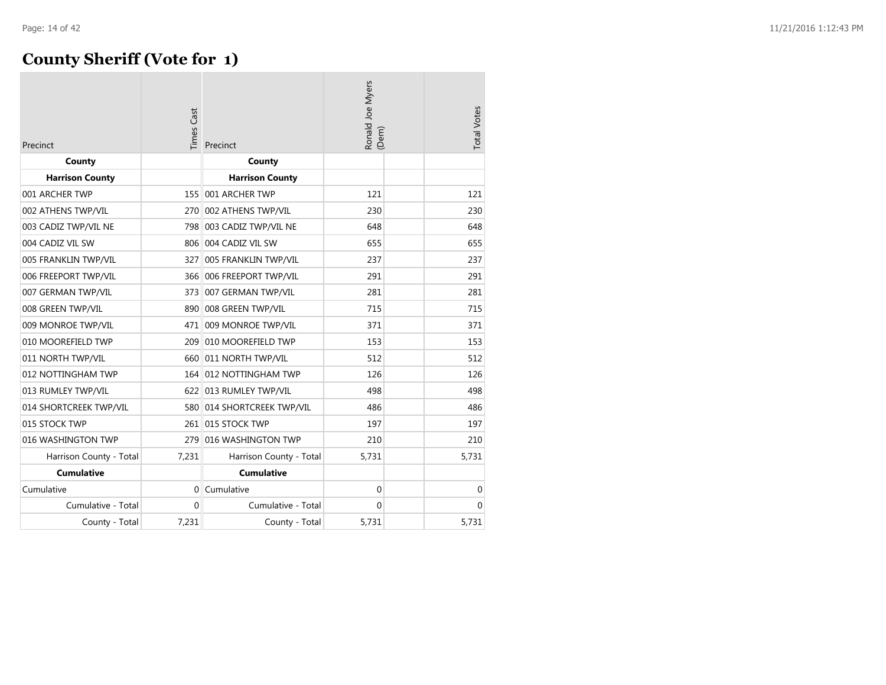# County Sheriff (Vote for 1)

| Precinct | Times Cast | Precinct | Ronald Joe Myers (Dem) | | Total Votes |
|---|---|---|---|---|---|
| **County** | | **County** | | | |
| **Harrison County** | | **Harrison County** | | | |
| 001 ARCHER TWP | 155 | 001 ARCHER TWP | 121 | | 121 |
| 002 ATHENS TWP/VIL | 270 | 002 ATHENS TWP/VIL | 230 | | 230 |
| 003 CADIZ TWP/VIL NE | 798 | 003 CADIZ TWP/VIL NE | 648 | | 648 |
| 004 CADIZ VIL SW | 806 | 004 CADIZ VIL SW | 655 | | 655 |
| 005 FRANKLIN TWP/VIL | 327 | 005 FRANKLIN TWP/VIL | 237 | | 237 |
| 006 FREEPORT TWP/VIL | 366 | 006 FREEPORT TWP/VIL | 291 | | 291 |
| 007 GERMAN TWP/VIL | 373 | 007 GERMAN TWP/VIL | 281 | | 281 |
| 008 GREEN TWP/VIL | 890 | 008 GREEN TWP/VIL | 715 | | 715 |
| 009 MONROE TWP/VIL | 471 | 009 MONROE TWP/VIL | 371 | | 371 |
| 010 MOOREFIELD TWP | 209 | 010 MOOREFIELD TWP | 153 | | 153 |
| 011 NORTH TWP/VIL | 660 | 011 NORTH TWP/VIL | 512 | | 512 |
| 012 NOTTINGHAM TWP | 164 | 012 NOTTINGHAM TWP | 126 | | 126 |
| 013 RUMLEY TWP/VIL | 622 | 013 RUMLEY TWP/VIL | 498 | | 498 |
| 014 SHORTCREEK TWP/VIL | 580 | 014 SHORTCREEK TWP/VIL | 486 | | 486 |
| 015 STOCK TWP | 261 | 015 STOCK TWP | 197 | | 197 |
| 016 WASHINGTON TWP | 279 | 016 WASHINGTON TWP | 210 | | 210 |
| Harrison County - Total | 7,231 | Harrison County - Total | 5,731 | | 5,731 |
| **Cumulative** | | **Cumulative** | | | |
| Cumulative | 0 | Cumulative | 0 | | 0 |
| Cumulative - Total | 0 | Cumulative - Total | 0 | | 0 |
| County - Total | 7,231 | County - Total | 5,731 | | 5,731 |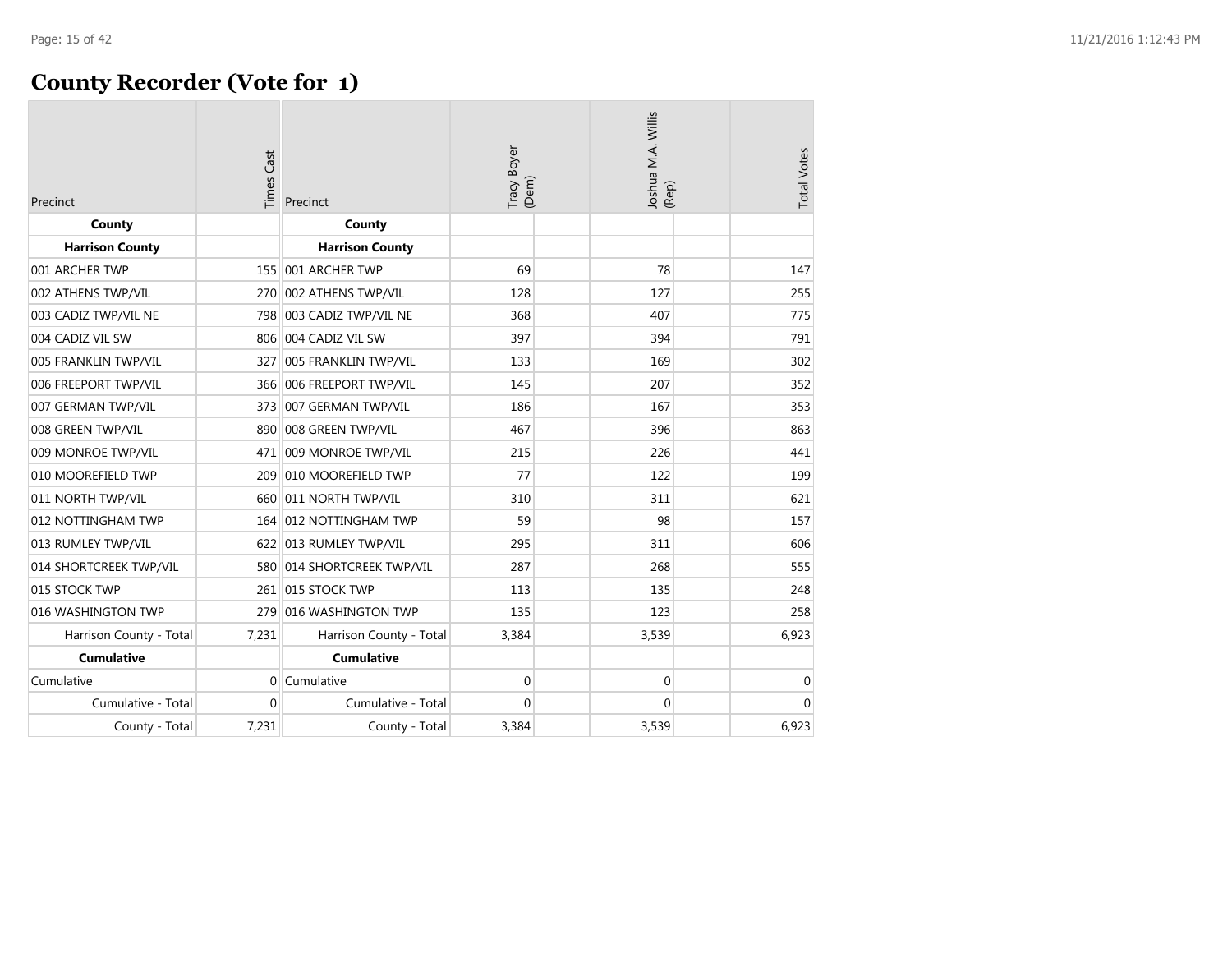# County Recorder (Vote for 1)

| Precinct | Times Cast | Precinct | Tracy Boyer (Dem) | Joshua M.A. Willis (Rep) | Total Votes |
|---|---|---|---|---|---|
| **County** | | **County** | | | |
| **Harrison County** | | **Harrison County** | | | |
| 001 ARCHER TWP | 155 | 001 ARCHER TWP | 69 | 78 | 147 |
| 002 ATHENS TWP/VIL | 270 | 002 ATHENS TWP/VIL | 128 | 127 | 255 |
| 003 CADIZ TWP/VIL NE | 798 | 003 CADIZ TWP/VIL NE | 368 | 407 | 775 |
| 004 CADIZ VIL SW | 806 | 004 CADIZ VIL SW | 397 | 394 | 791 |
| 005 FRANKLIN TWP/VIL | 327 | 005 FRANKLIN TWP/VIL | 133 | 169 | 302 |
| 006 FREEPORT TWP/VIL | 366 | 006 FREEPORT TWP/VIL | 145 | 207 | 352 |
| 007 GERMAN TWP/VIL | 373 | 007 GERMAN TWP/VIL | 186 | 167 | 353 |
| 008 GREEN TWP/VIL | 890 | 008 GREEN TWP/VIL | 467 | 396 | 863 |
| 009 MONROE TWP/VIL | 471 | 009 MONROE TWP/VIL | 215 | 226 | 441 |
| 010 MOOREFIELD TWP | 209 | 010 MOOREFIELD TWP | 77 | 122 | 199 |
| 011 NORTH TWP/VIL | 660 | 011 NORTH TWP/VIL | 310 | 311 | 621 |
| 012 NOTTINGHAM TWP | 164 | 012 NOTTINGHAM TWP | 59 | 98 | 157 |
| 013 RUMLEY TWP/VIL | 622 | 013 RUMLEY TWP/VIL | 295 | 311 | 606 |
| 014 SHORTCREEK TWP/VIL | 580 | 014 SHORTCREEK TWP/VIL | 287 | 268 | 555 |
| 015 STOCK TWP | 261 | 015 STOCK TWP | 113 | 135 | 248 |
| 016 WASHINGTON TWP | 279 | 016 WASHINGTON TWP | 135 | 123 | 258 |
| Harrison County - Total | 7,231 | Harrison County - Total | 3,384 | 3,539 | 6,923 |
| **Cumulative** | | **Cumulative** | | | |
| Cumulative | 0 | Cumulative | 0 | 0 | 0 |
| Cumulative - Total | 0 | Cumulative - Total | 0 | 0 | 0 |
| County - Total | 7,231 | County - Total | 3,384 | 3,539 | 6,923 |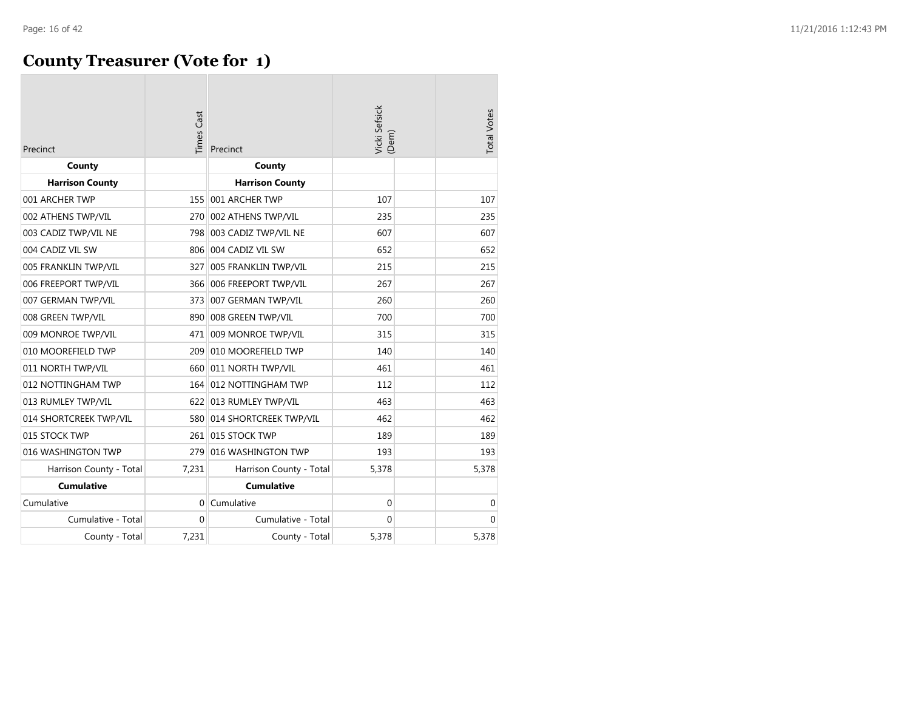# County Treasurer (Vote for 1)

| Precinct | Times Cast | Precinct | Vicki Sefsick (Dem) | | Total Votes |
|---|---|---|---|---|---|
| **County** | | **County** | | | |
| **Harrison County** | | **Harrison County** | | | |
| 001 ARCHER TWP | 155 | 001 ARCHER TWP | 107 | | 107 |
| 002 ATHENS TWP/VIL | 270 | 002 ATHENS TWP/VIL | 235 | | 235 |
| 003 CADIZ TWP/VIL NE | 798 | 003 CADIZ TWP/VIL NE | 607 | | 607 |
| 004 CADIZ VIL SW | 806 | 004 CADIZ VIL SW | 652 | | 652 |
| 005 FRANKLIN TWP/VIL | 327 | 005 FRANKLIN TWP/VIL | 215 | | 215 |
| 006 FREEPORT TWP/VIL | 366 | 006 FREEPORT TWP/VIL | 267 | | 267 |
| 007 GERMAN TWP/VIL | 373 | 007 GERMAN TWP/VIL | 260 | | 260 |
| 008 GREEN TWP/VIL | 890 | 008 GREEN TWP/VIL | 700 | | 700 |
| 009 MONROE TWP/VIL | 471 | 009 MONROE TWP/VIL | 315 | | 315 |
| 010 MOOREFIELD TWP | 209 | 010 MOOREFIELD TWP | 140 | | 140 |
| 011 NORTH TWP/VIL | 660 | 011 NORTH TWP/VIL | 461 | | 461 |
| 012 NOTTINGHAM TWP | 164 | 012 NOTTINGHAM TWP | 112 | | 112 |
| 013 RUMLEY TWP/VIL | 622 | 013 RUMLEY TWP/VIL | 463 | | 463 |
| 014 SHORTCREEK TWP/VIL | 580 | 014 SHORTCREEK TWP/VIL | 462 | | 462 |
| 015 STOCK TWP | 261 | 015 STOCK TWP | 189 | | 189 |
| 016 WASHINGTON TWP | 279 | 016 WASHINGTON TWP | 193 | | 193 |
| Harrison County - Total | 7,231 | Harrison County - Total | 5,378 | | 5,378 |
| **Cumulative** | | **Cumulative** | | | |
| Cumulative | 0 | Cumulative | 0 | | 0 |
| Cumulative - Total | 0 | Cumulative - Total | 0 | | 0 |
| County - Total | 7,231 | County - Total | 5,378 | | 5,378 |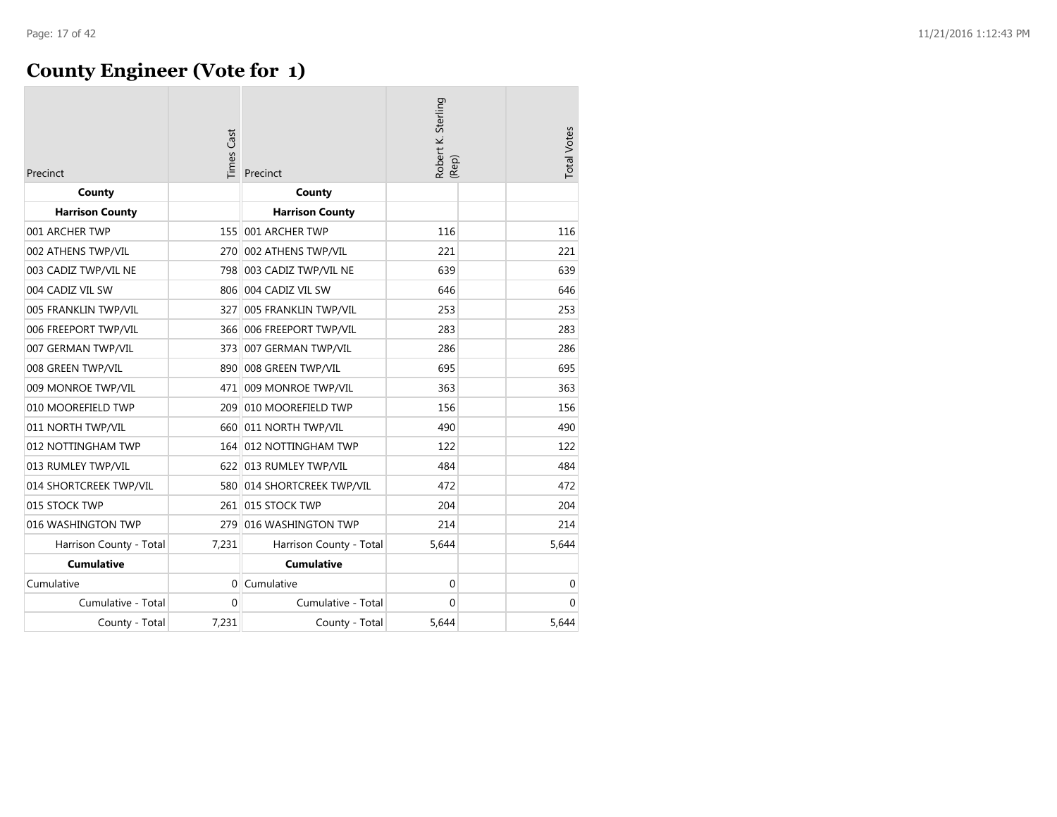# County Engineer (Vote for 1)

| Precinct | Times Cast | Precinct | Robert K. Sterling (Rep) | | Total Votes |
|---|---|---|---|---|---|
| **County** | | **County** | | | |
| **Harrison County** | | **Harrison County** | | | |
| 001 ARCHER TWP | 155 | 001 ARCHER TWP | 116 | | 116 |
| 002 ATHENS TWP/VIL | 270 | 002 ATHENS TWP/VIL | 221 | | 221 |
| 003 CADIZ TWP/VIL NE | 798 | 003 CADIZ TWP/VIL NE | 639 | | 639 |
| 004 CADIZ VIL SW | 806 | 004 CADIZ VIL SW | 646 | | 646 |
| 005 FRANKLIN TWP/VIL | 327 | 005 FRANKLIN TWP/VIL | 253 | | 253 |
| 006 FREEPORT TWP/VIL | 366 | 006 FREEPORT TWP/VIL | 283 | | 283 |
| 007 GERMAN TWP/VIL | 373 | 007 GERMAN TWP/VIL | 286 | | 286 |
| 008 GREEN TWP/VIL | 890 | 008 GREEN TWP/VIL | 695 | | 695 |
| 009 MONROE TWP/VIL | 471 | 009 MONROE TWP/VIL | 363 | | 363 |
| 010 MOOREFIELD TWP | 209 | 010 MOOREFIELD TWP | 156 | | 156 |
| 011 NORTH TWP/VIL | 660 | 011 NORTH TWP/VIL | 490 | | 490 |
| 012 NOTTINGHAM TWP | 164 | 012 NOTTINGHAM TWP | 122 | | 122 |
| 013 RUMLEY TWP/VIL | 622 | 013 RUMLEY TWP/VIL | 484 | | 484 |
| 014 SHORTCREEK TWP/VIL | 580 | 014 SHORTCREEK TWP/VIL | 472 | | 472 |
| 015 STOCK TWP | 261 | 015 STOCK TWP | 204 | | 204 |
| 016 WASHINGTON TWP | 279 | 016 WASHINGTON TWP | 214 | | 214 |
| Harrison County - Total | 7,231 | Harrison County - Total | 5,644 | | 5,644 |
| **Cumulative** | | **Cumulative** | | | |
| Cumulative | 0 | Cumulative | 0 | | 0 |
| Cumulative - Total | 0 | Cumulative - Total | 0 | | 0 |
| County - Total | 7,231 | County - Total | 5,644 | | 5,644 |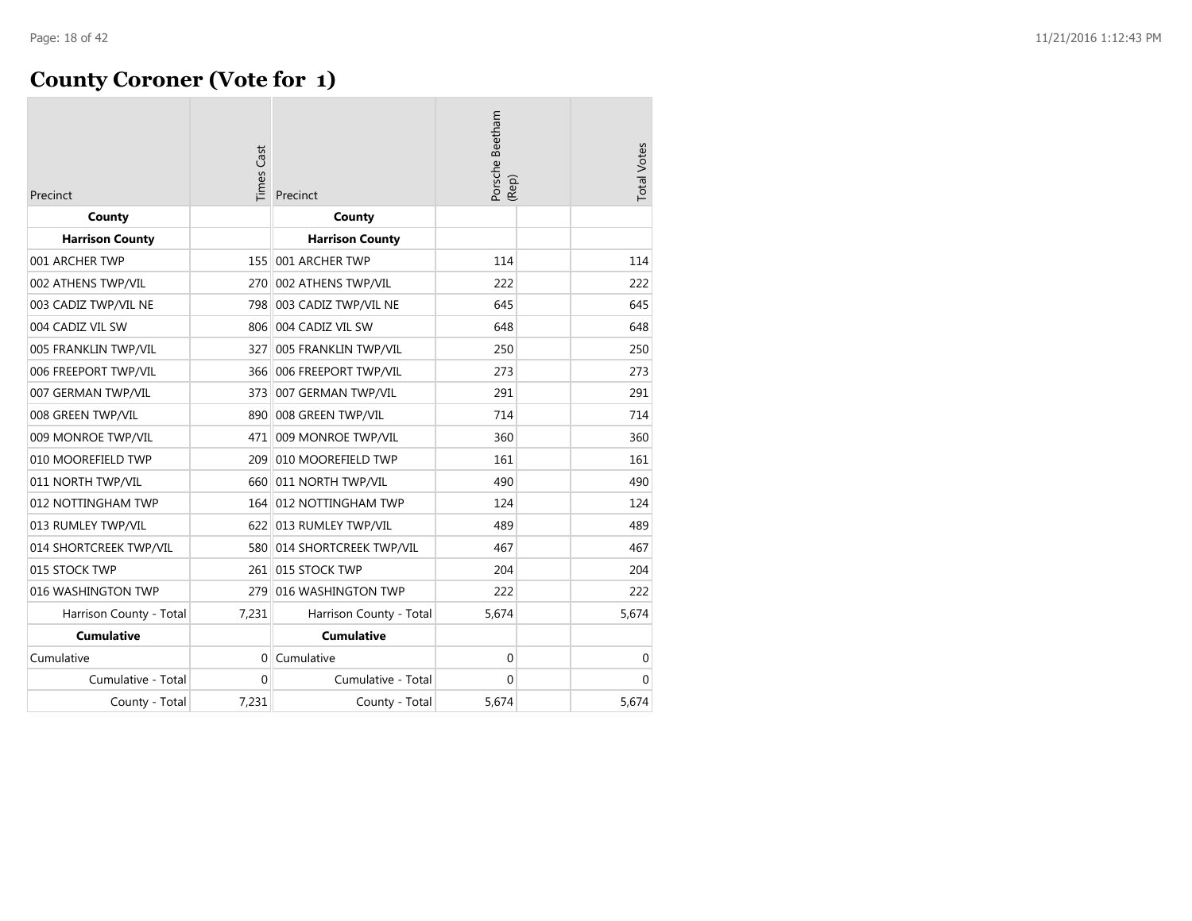# County Coroner (Vote for 1)

| Precinct | Times Cast | Precinct | Porsche Beetham (Rep) | | Total Votes |
|---|---|---|---|---|---|
| **County** | | **County** | | | |
| **Harrison County** | | **Harrison County** | | | |
| 001 ARCHER TWP | 155 | 001 ARCHER TWP | 114 | | 114 |
| 002 ATHENS TWP/VIL | 270 | 002 ATHENS TWP/VIL | 222 | | 222 |
| 003 CADIZ TWP/VIL NE | 798 | 003 CADIZ TWP/VIL NE | 645 | | 645 |
| 004 CADIZ VIL SW | 806 | 004 CADIZ VIL SW | 648 | | 648 |
| 005 FRANKLIN TWP/VIL | 327 | 005 FRANKLIN TWP/VIL | 250 | | 250 |
| 006 FREEPORT TWP/VIL | 366 | 006 FREEPORT TWP/VIL | 273 | | 273 |
| 007 GERMAN TWP/VIL | 373 | 007 GERMAN TWP/VIL | 291 | | 291 |
| 008 GREEN TWP/VIL | 890 | 008 GREEN TWP/VIL | 714 | | 714 |
| 009 MONROE TWP/VIL | 471 | 009 MONROE TWP/VIL | 360 | | 360 |
| 010 MOOREFIELD TWP | 209 | 010 MOOREFIELD TWP | 161 | | 161 |
| 011 NORTH TWP/VIL | 660 | 011 NORTH TWP/VIL | 490 | | 490 |
| 012 NOTTINGHAM TWP | 164 | 012 NOTTINGHAM TWP | 124 | | 124 |
| 013 RUMLEY TWP/VIL | 622 | 013 RUMLEY TWP/VIL | 489 | | 489 |
| 014 SHORTCREEK TWP/VIL | 580 | 014 SHORTCREEK TWP/VIL | 467 | | 467 |
| 015 STOCK TWP | 261 | 015 STOCK TWP | 204 | | 204 |
| 016 WASHINGTON TWP | 279 | 016 WASHINGTON TWP | 222 | | 222 |
| Harrison County - Total | 7,231 | Harrison County - Total | 5,674 | | 5,674 |
| **Cumulative** | | **Cumulative** | | | |
| Cumulative | 0 | Cumulative | 0 | | 0 |
| Cumulative - Total | 0 | Cumulative - Total | 0 | | 0 |
| County - Total | 7,231 | County - Total | 5,674 | | 5,674 |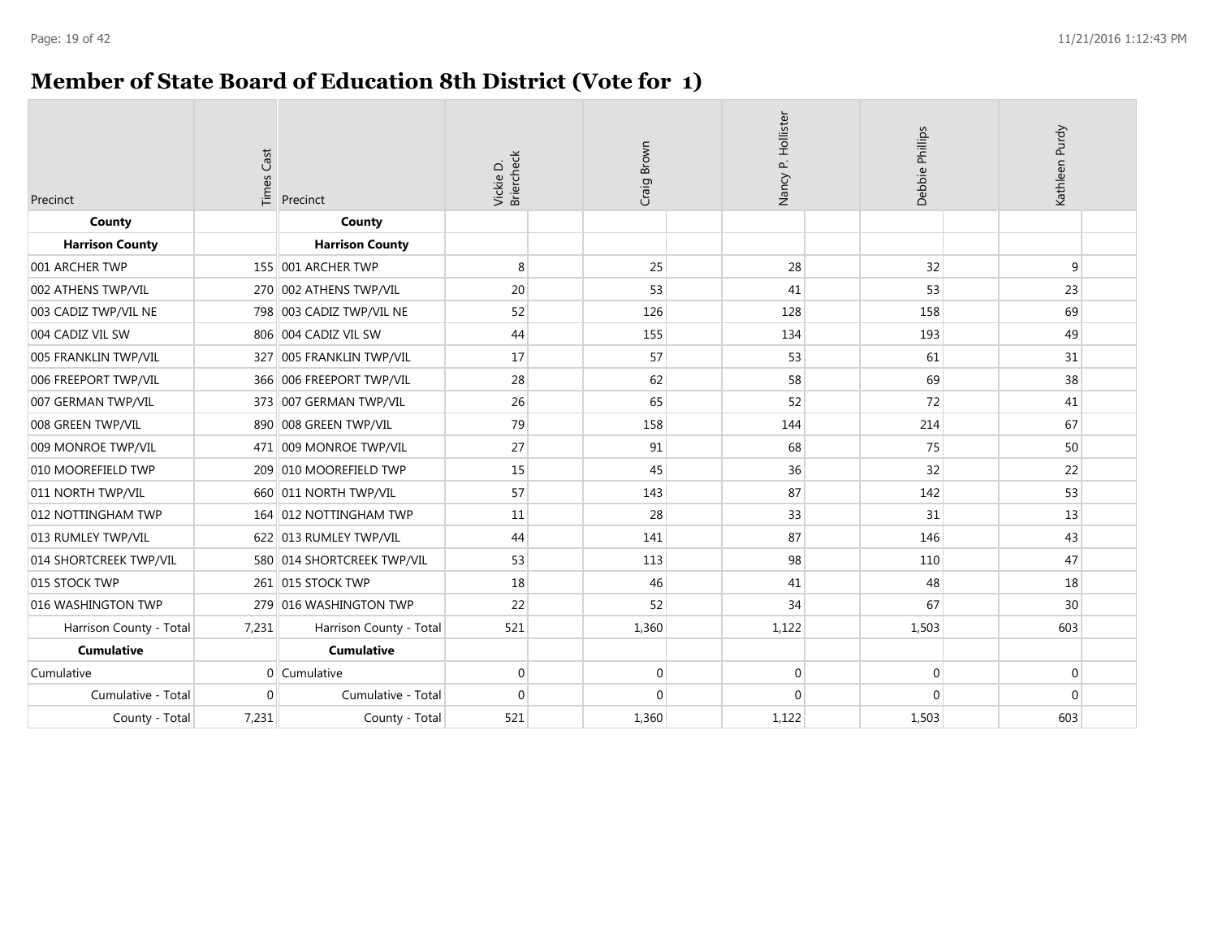# Member of State Board of Education 8th District (Vote for 1)

| Precinct | Times Cast | Precinct | Vickie D. Briercheck | Craig Brown | Nancy P. Hollister | Debbie Phillips | Kathleen Purdy |
|---|---|---|---|---|---|---|---|
| **County** | | **County** | | | | | |
| **Harrison County** | | **Harrison County** | | | | | |
| 001 ARCHER TWP | 155 | 001 ARCHER TWP | 8 | 25 | 28 | 32 | 9 |
| 002 ATHENS TWP/VIL | 270 | 002 ATHENS TWP/VIL | 20 | 53 | 41 | 53 | 23 |
| 003 CADIZ TWP/VIL NE | 798 | 003 CADIZ TWP/VIL NE | 52 | 126 | 128 | 158 | 69 |
| 004 CADIZ VIL SW | 806 | 004 CADIZ VIL SW | 44 | 155 | 134 | 193 | 49 |
| 005 FRANKLIN TWP/VIL | 327 | 005 FRANKLIN TWP/VIL | 17 | 57 | 53 | 61 | 31 |
| 006 FREEPORT TWP/VIL | 366 | 006 FREEPORT TWP/VIL | 28 | 62 | 58 | 69 | 38 |
| 007 GERMAN TWP/VIL | 373 | 007 GERMAN TWP/VIL | 26 | 65 | 52 | 72 | 41 |
| 008 GREEN TWP/VIL | 890 | 008 GREEN TWP/VIL | 79 | 158 | 144 | 214 | 67 |
| 009 MONROE TWP/VIL | 471 | 009 MONROE TWP/VIL | 27 | 91 | 68 | 75 | 50 |
| 010 MOOREFIELD TWP | 209 | 010 MOOREFIELD TWP | 15 | 45 | 36 | 32 | 22 |
| 011 NORTH TWP/VIL | 660 | 011 NORTH TWP/VIL | 57 | 143 | 87 | 142 | 53 |
| 012 NOTTINGHAM TWP | 164 | 012 NOTTINGHAM TWP | 11 | 28 | 33 | 31 | 13 |
| 013 RUMLEY TWP/VIL | 622 | 013 RUMLEY TWP/VIL | 44 | 141 | 87 | 146 | 43 |
| 014 SHORTCREEK TWP/VIL | 580 | 014 SHORTCREEK TWP/VIL | 53 | 113 | 98 | 110 | 47 |
| 015 STOCK TWP | 261 | 015 STOCK TWP | 18 | 46 | 41 | 48 | 18 |
| 016 WASHINGTON TWP | 279 | 016 WASHINGTON TWP | 22 | 52 | 34 | 67 | 30 |
| Harrison County - Total | 7,231 | Harrison County - Total | 521 | 1,360 | 1,122 | 1,503 | 603 |
| **Cumulative** | | **Cumulative** | | | | | |
| Cumulative | 0 | Cumulative | 0 | 0 | 0 | 0 | 0 |
| Cumulative - Total | 0 | Cumulative - Total | 0 | 0 | 0 | 0 | 0 |
| County - Total | 7,231 | County - Total | 521 | 1,360 | 1,122 | 1,503 | 603 |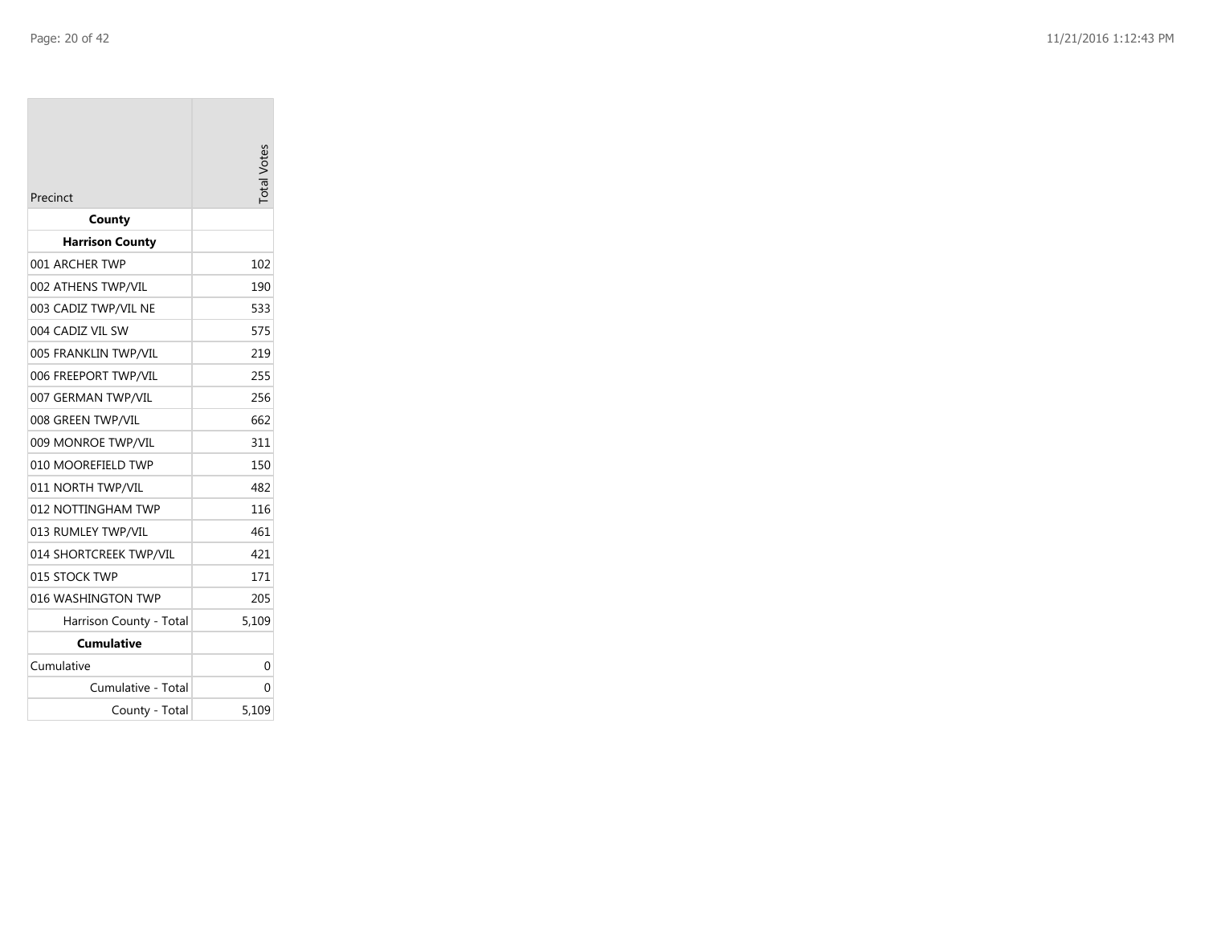| Precinct | Total Votes |
|---|---|
| **County** | |
| **Harrison County** | |
| 001 ARCHER TWP | 102 |
| 002 ATHENS TWP/VIL | 190 |
| 003 CADIZ TWP/VIL NE | 533 |
| 004 CADIZ VIL SW | 575 |
| 005 FRANKLIN TWP/VIL | 219 |
| 006 FREEPORT TWP/VIL | 255 |
| 007 GERMAN TWP/VIL | 256 |
| 008 GREEN TWP/VIL | 662 |
| 009 MONROE TWP/VIL | 311 |
| 010 MOOREFIELD TWP | 150 |
| 011 NORTH TWP/VIL | 482 |
| 012 NOTTINGHAM TWP | 116 |
| 013 RUMLEY TWP/VIL | 461 |
| 014 SHORTCREEK TWP/VIL | 421 |
| 015 STOCK TWP | 171 |
| 016 WASHINGTON TWP | 205 |
| Harrison County - Total | 5,109 |
| **Cumulative** | |
| Cumulative | 0 |
| Cumulative - Total | 0 |
| County - Total | 5,109 |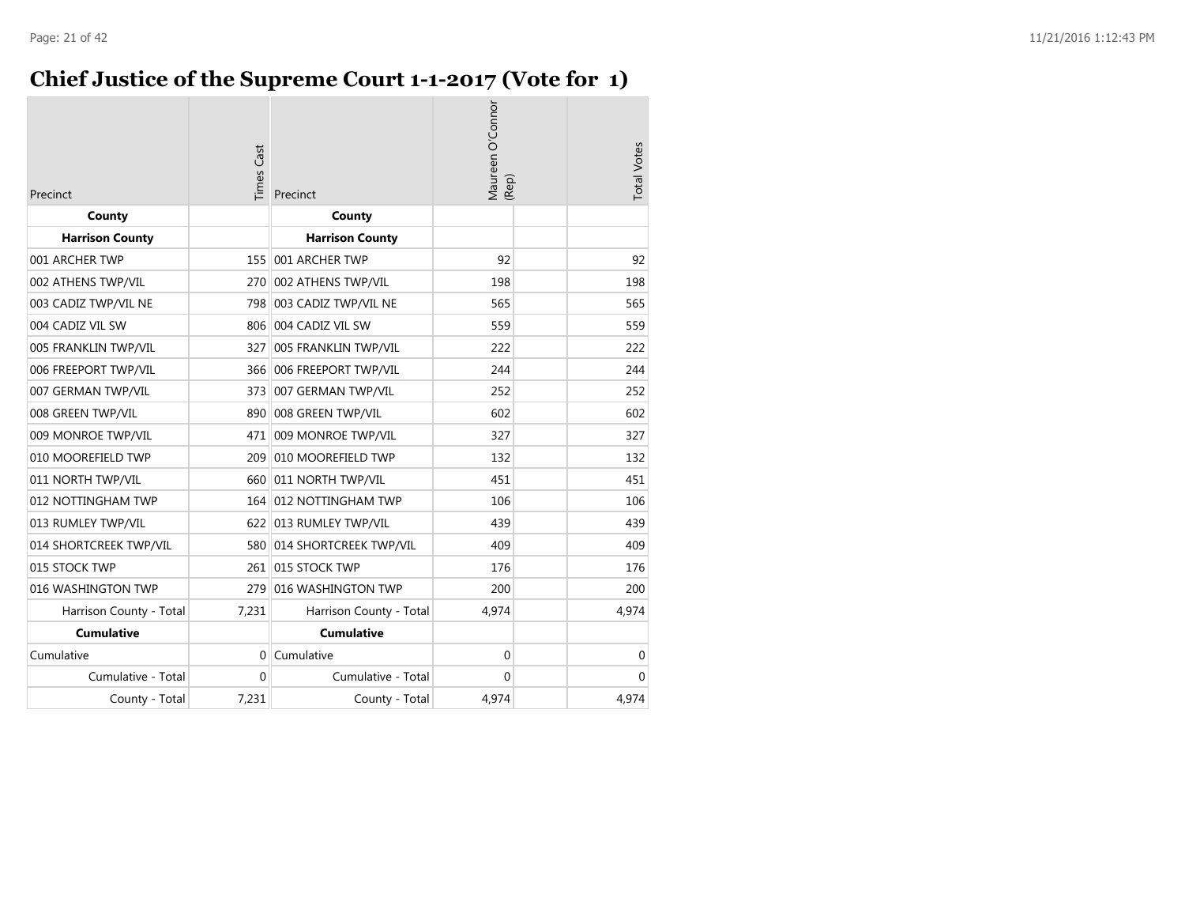# Chief Justice of the Supreme Court 1-1-2017 (Vote for 1)

| Precinct | Times Cast | Precinct | Maureen O'Connor (Rep) | | Total Votes |
|---|---|---|---|---|---|
| **County** | | **County** | | | |
| **Harrison County** | | **Harrison County** | | | |
| 001 ARCHER TWP | 155 | 001 ARCHER TWP | 92 | | 92 |
| 002 ATHENS TWP/VIL | 270 | 002 ATHENS TWP/VIL | 198 | | 198 |
| 003 CADIZ TWP/VIL NE | 798 | 003 CADIZ TWP/VIL NE | 565 | | 565 |
| 004 CADIZ VIL SW | 806 | 004 CADIZ VIL SW | 559 | | 559 |
| 005 FRANKLIN TWP/VIL | 327 | 005 FRANKLIN TWP/VIL | 222 | | 222 |
| 006 FREEPORT TWP/VIL | 366 | 006 FREEPORT TWP/VIL | 244 | | 244 |
| 007 GERMAN TWP/VIL | 373 | 007 GERMAN TWP/VIL | 252 | | 252 |
| 008 GREEN TWP/VIL | 890 | 008 GREEN TWP/VIL | 602 | | 602 |
| 009 MONROE TWP/VIL | 471 | 009 MONROE TWP/VIL | 327 | | 327 |
| 010 MOOREFIELD TWP | 209 | 010 MOOREFIELD TWP | 132 | | 132 |
| 011 NORTH TWP/VIL | 660 | 011 NORTH TWP/VIL | 451 | | 451 |
| 012 NOTTINGHAM TWP | 164 | 012 NOTTINGHAM TWP | 106 | | 106 |
| 013 RUMLEY TWP/VIL | 622 | 013 RUMLEY TWP/VIL | 439 | | 439 |
| 014 SHORTCREEK TWP/VIL | 580 | 014 SHORTCREEK TWP/VIL | 409 | | 409 |
| 015 STOCK TWP | 261 | 015 STOCK TWP | 176 | | 176 |
| 016 WASHINGTON TWP | 279 | 016 WASHINGTON TWP | 200 | | 200 |
| Harrison County - Total | 7,231 | Harrison County - Total | 4,974 | | 4,974 |
| **Cumulative** | | **Cumulative** | | | |
| Cumulative | 0 | Cumulative | 0 | | 0 |
| Cumulative - Total | 0 | Cumulative - Total | 0 | | 0 |
| County - Total | 7,231 | County - Total | 4,974 | | 4,974 |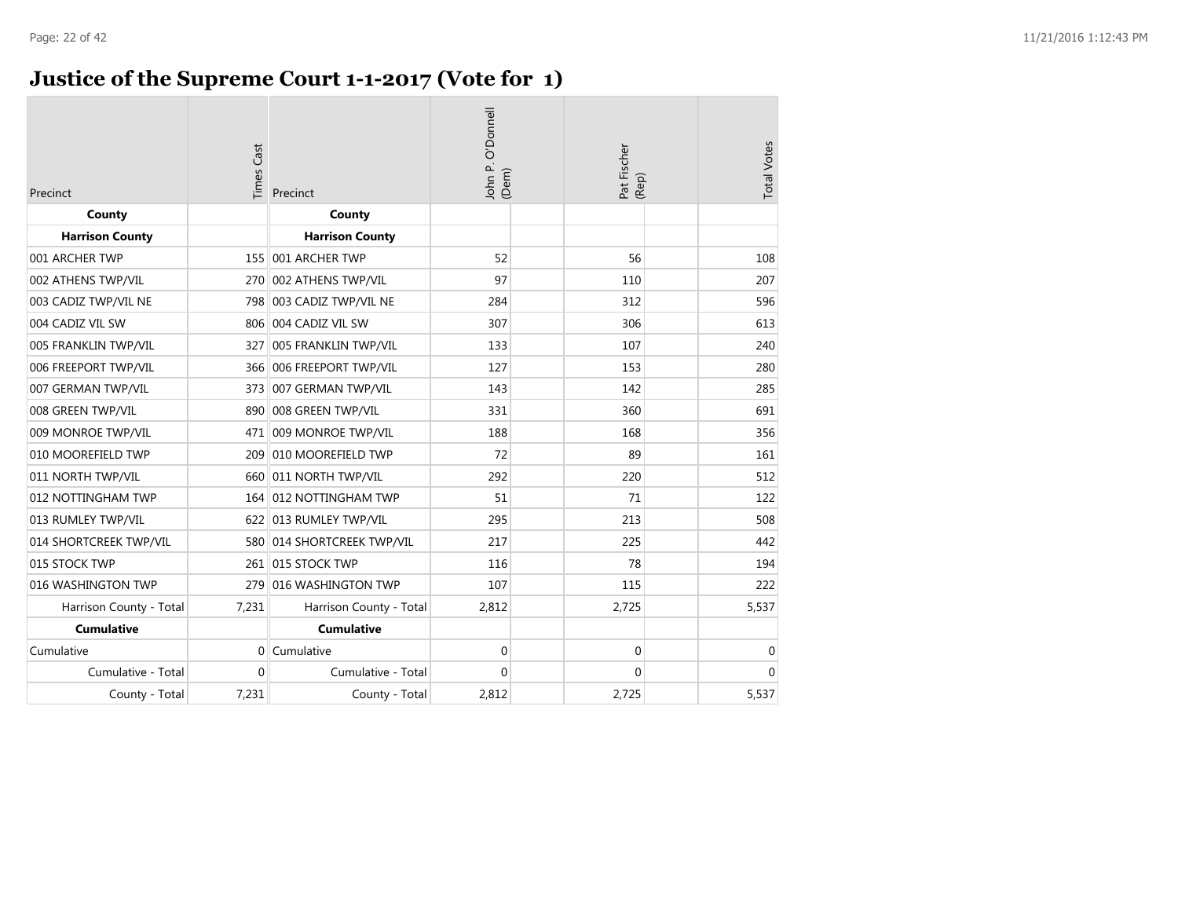# Justice of the Supreme Court 1-1-2017 (Vote for 1)

| Precinct | Times Cast | Precinct | John P. O'Donnell (Dem) | Pat Fischer (Rep) | Total Votes |
|---|---|---|---|---|---|
| **County** | | **County** | | | |
| **Harrison County** | | **Harrison County** | | | |
| 001 ARCHER TWP | 155 | 001 ARCHER TWP | 52 | 56 | 108 |
| 002 ATHENS TWP/VIL | 270 | 002 ATHENS TWP/VIL | 97 | 110 | 207 |
| 003 CADIZ TWP/VIL NE | 798 | 003 CADIZ TWP/VIL NE | 284 | 312 | 596 |
| 004 CADIZ VIL SW | 806 | 004 CADIZ VIL SW | 307 | 306 | 613 |
| 005 FRANKLIN TWP/VIL | 327 | 005 FRANKLIN TWP/VIL | 133 | 107 | 240 |
| 006 FREEPORT TWP/VIL | 366 | 006 FREEPORT TWP/VIL | 127 | 153 | 280 |
| 007 GERMAN TWP/VIL | 373 | 007 GERMAN TWP/VIL | 143 | 142 | 285 |
| 008 GREEN TWP/VIL | 890 | 008 GREEN TWP/VIL | 331 | 360 | 691 |
| 009 MONROE TWP/VIL | 471 | 009 MONROE TWP/VIL | 188 | 168 | 356 |
| 010 MOOREFIELD TWP | 209 | 010 MOOREFIELD TWP | 72 | 89 | 161 |
| 011 NORTH TWP/VIL | 660 | 011 NORTH TWP/VIL | 292 | 220 | 512 |
| 012 NOTTINGHAM TWP | 164 | 012 NOTTINGHAM TWP | 51 | 71 | 122 |
| 013 RUMLEY TWP/VIL | 622 | 013 RUMLEY TWP/VIL | 295 | 213 | 508 |
| 014 SHORTCREEK TWP/VIL | 580 | 014 SHORTCREEK TWP/VIL | 217 | 225 | 442 |
| 015 STOCK TWP | 261 | 015 STOCK TWP | 116 | 78 | 194 |
| 016 WASHINGTON TWP | 279 | 016 WASHINGTON TWP | 107 | 115 | 222 |
| Harrison County - Total | 7,231 | Harrison County - Total | 2,812 | 2,725 | 5,537 |
| **Cumulative** | | **Cumulative** | | | |
| Cumulative | 0 | Cumulative | 0 | 0 | 0 |
| Cumulative - Total | 0 | Cumulative - Total | 0 | 0 | 0 |
| County - Total | 7,231 | County - Total | 2,812 | 2,725 | 5,537 |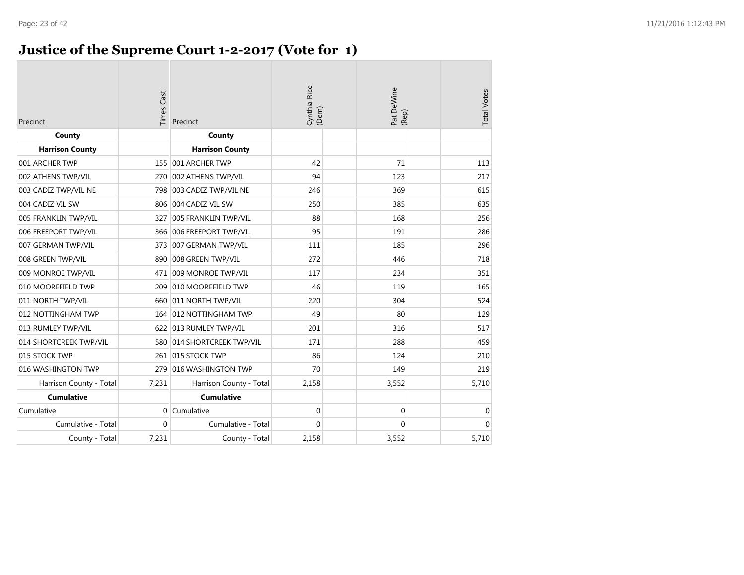# Justice of the Supreme Court 1-2-2017 (Vote for 1)

| Precinct | Times Cast | Precinct | Cynthia Rice (Dem) | Pat DeWine (Rep) | Total Votes |
|---|---|---|---|---|---|
| **County** | | **County** | | | |
| **Harrison County** | | **Harrison County** | | | |
| 001 ARCHER TWP | 155 | 001 ARCHER TWP | 42 | 71 | 113 |
| 002 ATHENS TWP/VIL | 270 | 002 ATHENS TWP/VIL | 94 | 123 | 217 |
| 003 CADIZ TWP/VIL NE | 798 | 003 CADIZ TWP/VIL NE | 246 | 369 | 615 |
| 004 CADIZ VIL SW | 806 | 004 CADIZ VIL SW | 250 | 385 | 635 |
| 005 FRANKLIN TWP/VIL | 327 | 005 FRANKLIN TWP/VIL | 88 | 168 | 256 |
| 006 FREEPORT TWP/VIL | 366 | 006 FREEPORT TWP/VIL | 95 | 191 | 286 |
| 007 GERMAN TWP/VIL | 373 | 007 GERMAN TWP/VIL | 111 | 185 | 296 |
| 008 GREEN TWP/VIL | 890 | 008 GREEN TWP/VIL | 272 | 446 | 718 |
| 009 MONROE TWP/VIL | 471 | 009 MONROE TWP/VIL | 117 | 234 | 351 |
| 010 MOOREFIELD TWP | 209 | 010 MOOREFIELD TWP | 46 | 119 | 165 |
| 011 NORTH TWP/VIL | 660 | 011 NORTH TWP/VIL | 220 | 304 | 524 |
| 012 NOTTINGHAM TWP | 164 | 012 NOTTINGHAM TWP | 49 | 80 | 129 |
| 013 RUMLEY TWP/VIL | 622 | 013 RUMLEY TWP/VIL | 201 | 316 | 517 |
| 014 SHORTCREEK TWP/VIL | 580 | 014 SHORTCREEK TWP/VIL | 171 | 288 | 459 |
| 015 STOCK TWP | 261 | 015 STOCK TWP | 86 | 124 | 210 |
| 016 WASHINGTON TWP | 279 | 016 WASHINGTON TWP | 70 | 149 | 219 |
| Harrison County - Total | 7,231 | Harrison County - Total | 2,158 | 3,552 | 5,710 |
| **Cumulative** | | **Cumulative** | | | |
| Cumulative | 0 | Cumulative | 0 | 0 | 0 |
| Cumulative - Total | 0 | Cumulative - Total | 0 | 0 | 0 |
| County - Total | 7,231 | County - Total | 2,158 | 3,552 | 5,710 |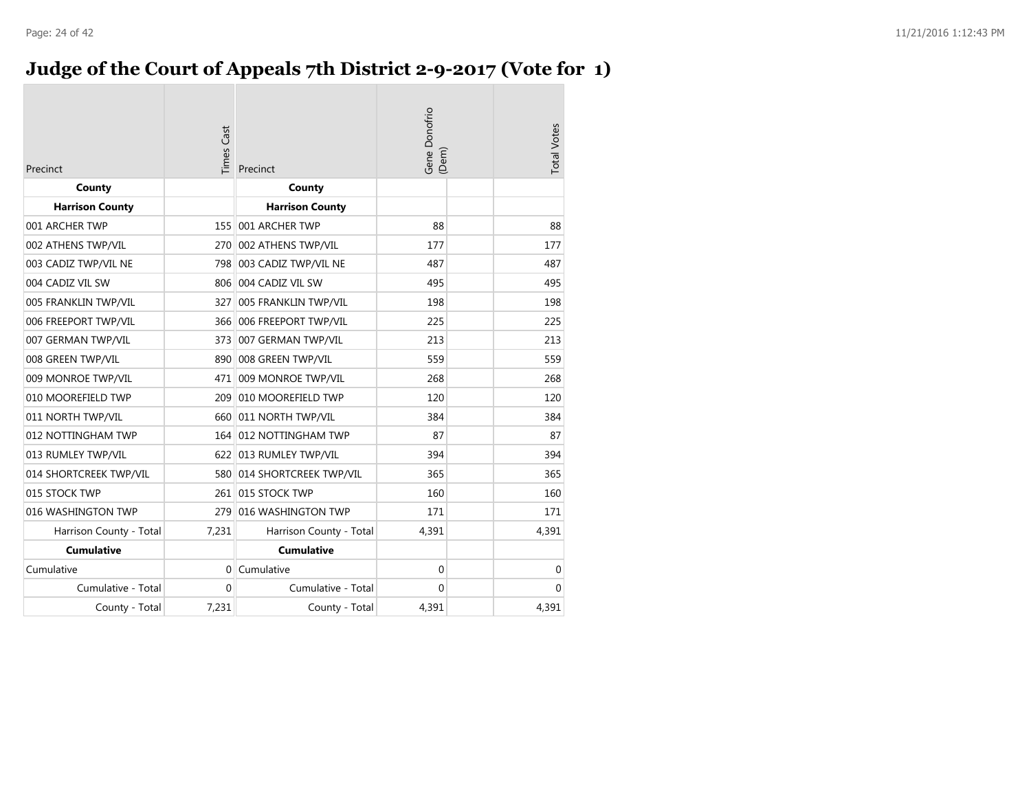# Judge of the Court of Appeals 7th District 2-9-2017 (Vote for 1)

| Precinct | Times Cast | Precinct | Gene Donofrio (Dem) | | Total Votes |
|---|---|---|---|---|---|
| **County** | | **County** | | | |
| **Harrison County** | | **Harrison County** | | | |
| 001 ARCHER TWP | 155 | 001 ARCHER TWP | 88 | | 88 |
| 002 ATHENS TWP/VIL | 270 | 002 ATHENS TWP/VIL | 177 | | 177 |
| 003 CADIZ TWP/VIL NE | 798 | 003 CADIZ TWP/VIL NE | 487 | | 487 |
| 004 CADIZ VIL SW | 806 | 004 CADIZ VIL SW | 495 | | 495 |
| 005 FRANKLIN TWP/VIL | 327 | 005 FRANKLIN TWP/VIL | 198 | | 198 |
| 006 FREEPORT TWP/VIL | 366 | 006 FREEPORT TWP/VIL | 225 | | 225 |
| 007 GERMAN TWP/VIL | 373 | 007 GERMAN TWP/VIL | 213 | | 213 |
| 008 GREEN TWP/VIL | 890 | 008 GREEN TWP/VIL | 559 | | 559 |
| 009 MONROE TWP/VIL | 471 | 009 MONROE TWP/VIL | 268 | | 268 |
| 010 MOOREFIELD TWP | 209 | 010 MOOREFIELD TWP | 120 | | 120 |
| 011 NORTH TWP/VIL | 660 | 011 NORTH TWP/VIL | 384 | | 384 |
| 012 NOTTINGHAM TWP | 164 | 012 NOTTINGHAM TWP | 87 | | 87 |
| 013 RUMLEY TWP/VIL | 622 | 013 RUMLEY TWP/VIL | 394 | | 394 |
| 014 SHORTCREEK TWP/VIL | 580 | 014 SHORTCREEK TWP/VIL | 365 | | 365 |
| 015 STOCK TWP | 261 | 015 STOCK TWP | 160 | | 160 |
| 016 WASHINGTON TWP | 279 | 016 WASHINGTON TWP | 171 | | 171 |
| Harrison County - Total | 7,231 | Harrison County - Total | 4,391 | | 4,391 |
| **Cumulative** | | **Cumulative** | | | |
| Cumulative | 0 | Cumulative | 0 | | 0 |
| Cumulative - Total | 0 | Cumulative - Total | 0 | | 0 |
| County - Total | 7,231 | County - Total | 4,391 | | 4,391 |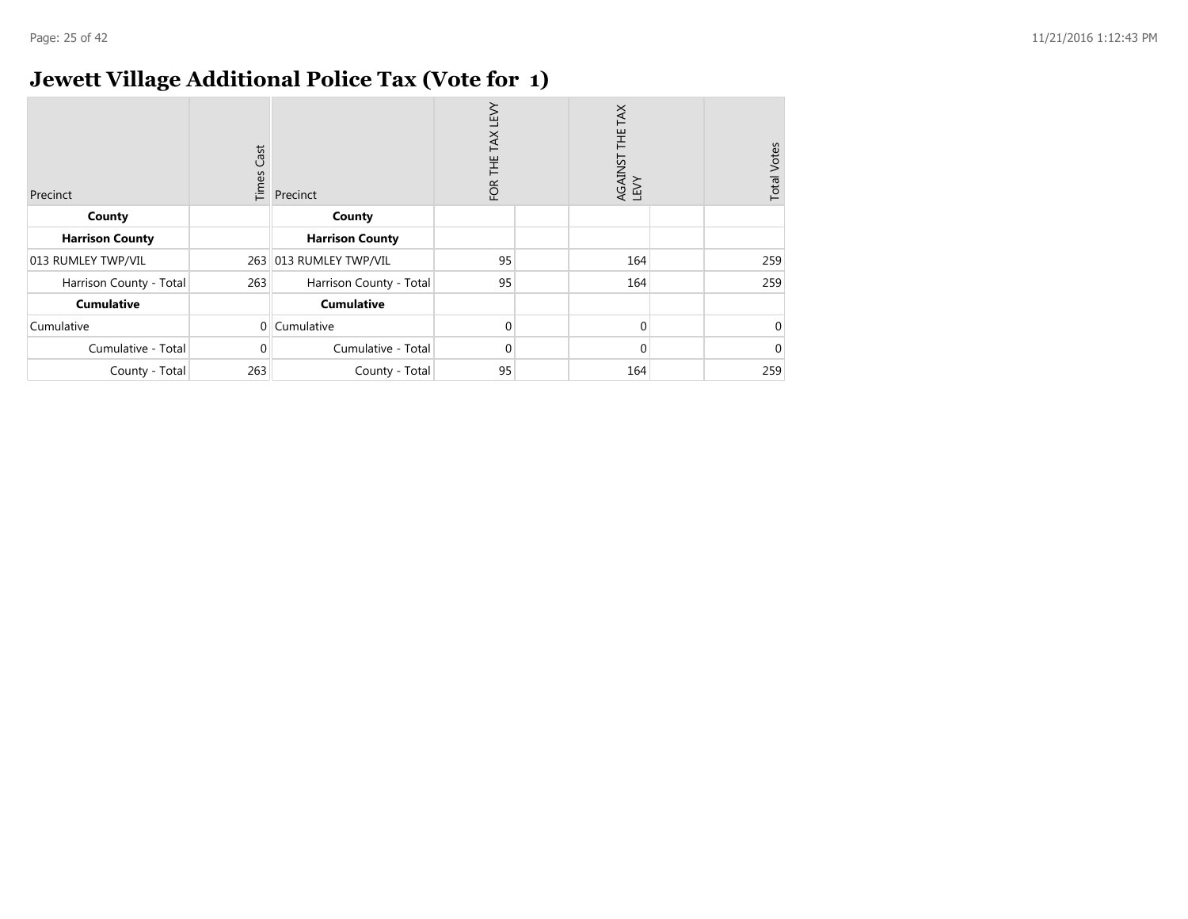# Jewett Village Additional Police Tax (Vote for 1)

| Precinct | Times Cast | Precinct | FOR THE TAX LEVY | | AGAINST THE TAX LEVY | | Total Votes |
|---|---|---|---|---|---|---|---|
| **County** | | **County** | | | | | |
| **Harrison County** | | **Harrison County** | | | | | |
| 013 RUMLEY TWP/VIL | 263 | 013 RUMLEY TWP/VIL | 95 | | 164 | | 259 |
| Harrison County - Total | 263 | Harrison County - Total | 95 | | 164 | | 259 |
| **Cumulative** | | **Cumulative** | | | | | |
| Cumulative | 0 | Cumulative | 0 | | 0 | | 0 |
| Cumulative - Total | 0 | Cumulative - Total | 0 | | 0 | | 0 |
| County - Total | 263 | County - Total | 95 | | 164 | | 259 |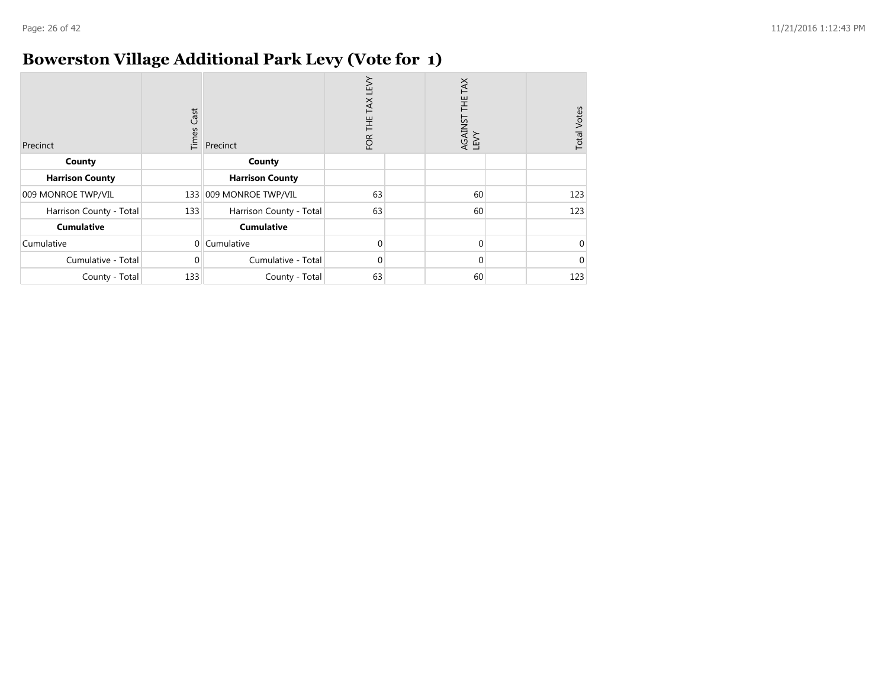# Bowerston Village Additional Park Levy (Vote for 1)

| Precinct | Times Cast | Precinct | FOR THE TAX LEVY | | AGAINST THE TAX LEVY | | Total Votes |
|---|---|---|---|---|---|---|---|
| **County** | | **County** | | | | | |
| **Harrison County** | | **Harrison County** | | | | | |
| 009 MONROE TWP/VIL | 133 | 009 MONROE TWP/VIL | 63 | | 60 | | 123 |
| Harrison County - Total | 133 | Harrison County - Total | 63 | | 60 | | 123 |
| **Cumulative** | | **Cumulative** | | | | | |
| Cumulative | 0 | Cumulative | 0 | | 0 | | 0 |
| Cumulative - Total | 0 | Cumulative - Total | 0 | | 0 | | 0 |
| County - Total | 133 | County - Total | 63 | | 60 | | 123 |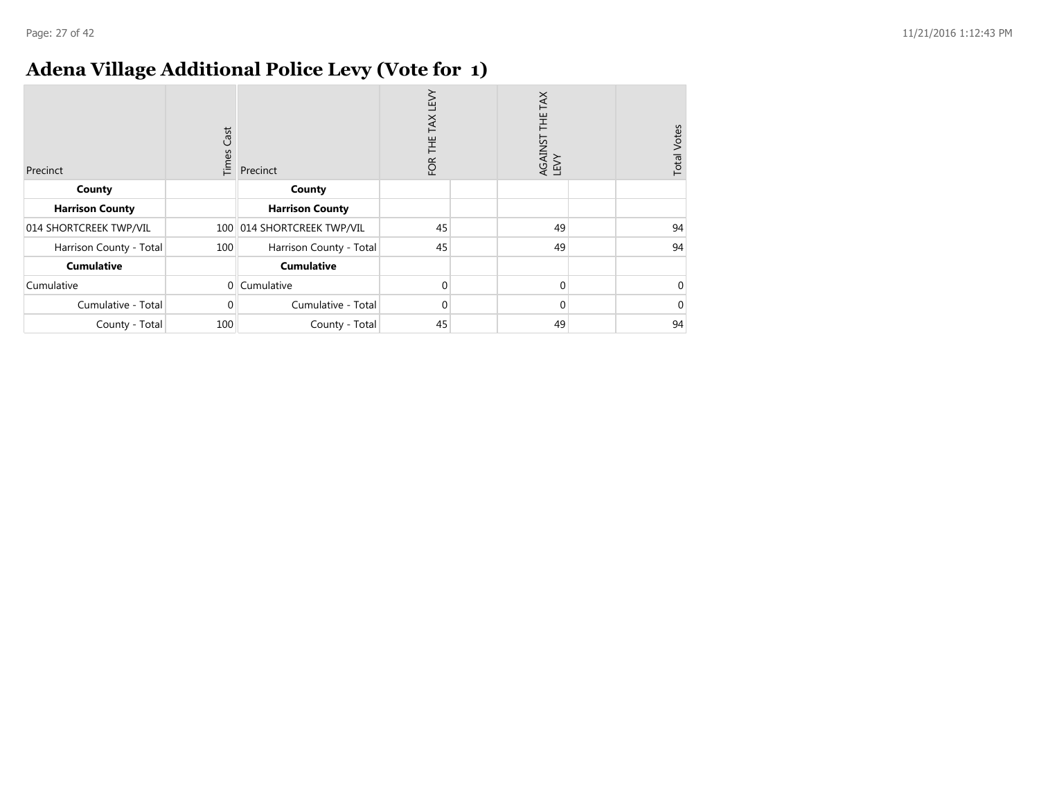# Adena Village Additional Police Levy (Vote for 1)

| Precinct | Times Cast | Precinct | FOR THE TAX LEVY | | AGAINST THE TAX LEVY | | Total Votes |
|---|---|---|---|---|---|---|---|
| **County** | | **County** | | | | | |
| **Harrison County** | | **Harrison County** | | | | | |
| 014 SHORTCREEK TWP/VIL | 100 | 014 SHORTCREEK TWP/VIL | 45 | | 49 | | 94 |
| Harrison County - Total | 100 | Harrison County - Total | 45 | | 49 | | 94 |
| **Cumulative** | | **Cumulative** | | | | | |
| Cumulative | 0 | Cumulative | 0 | | 0 | | 0 |
| Cumulative - Total | 0 | Cumulative - Total | 0 | | 0 | | 0 |
| County - Total | 100 | County - Total | 45 | | 49 | | 94 |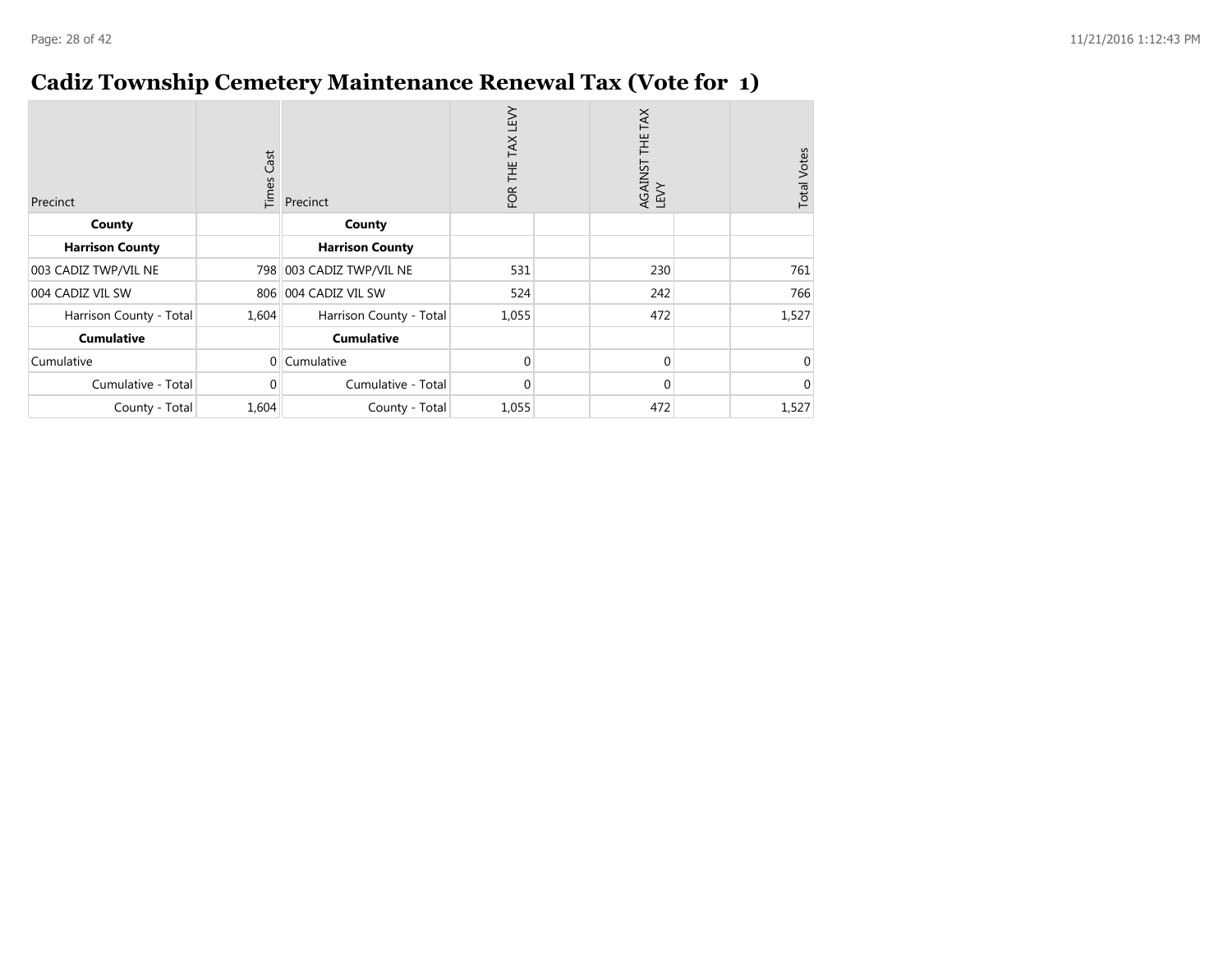# Cadiz Township Cemetery Maintenance Renewal Tax (Vote for 1)

| Precinct | Times Cast | Precinct | FOR THE TAX LEVY | | AGAINST THE TAX LEVY | | Total Votes |
|---|---|---|---|---|---|---|---|
| **County** | | **County** | | | | | |
| **Harrison County** | | **Harrison County** | | | | | |
| 003 CADIZ TWP/VIL NE | 798 | 003 CADIZ TWP/VIL NE | 531 | | 230 | | 761 |
| 004 CADIZ VIL SW | 806 | 004 CADIZ VIL SW | 524 | | 242 | | 766 |
| Harrison County - Total | 1,604 | Harrison County - Total | 1,055 | | 472 | | 1,527 |
| **Cumulative** | | **Cumulative** | | | | | |
| Cumulative | 0 | Cumulative | 0 | | 0 | | 0 |
| Cumulative - Total | 0 | Cumulative - Total | 0 | | 0 | | 0 |
| County - Total | 1,604 | County - Total | 1,055 | | 472 | | 1,527 |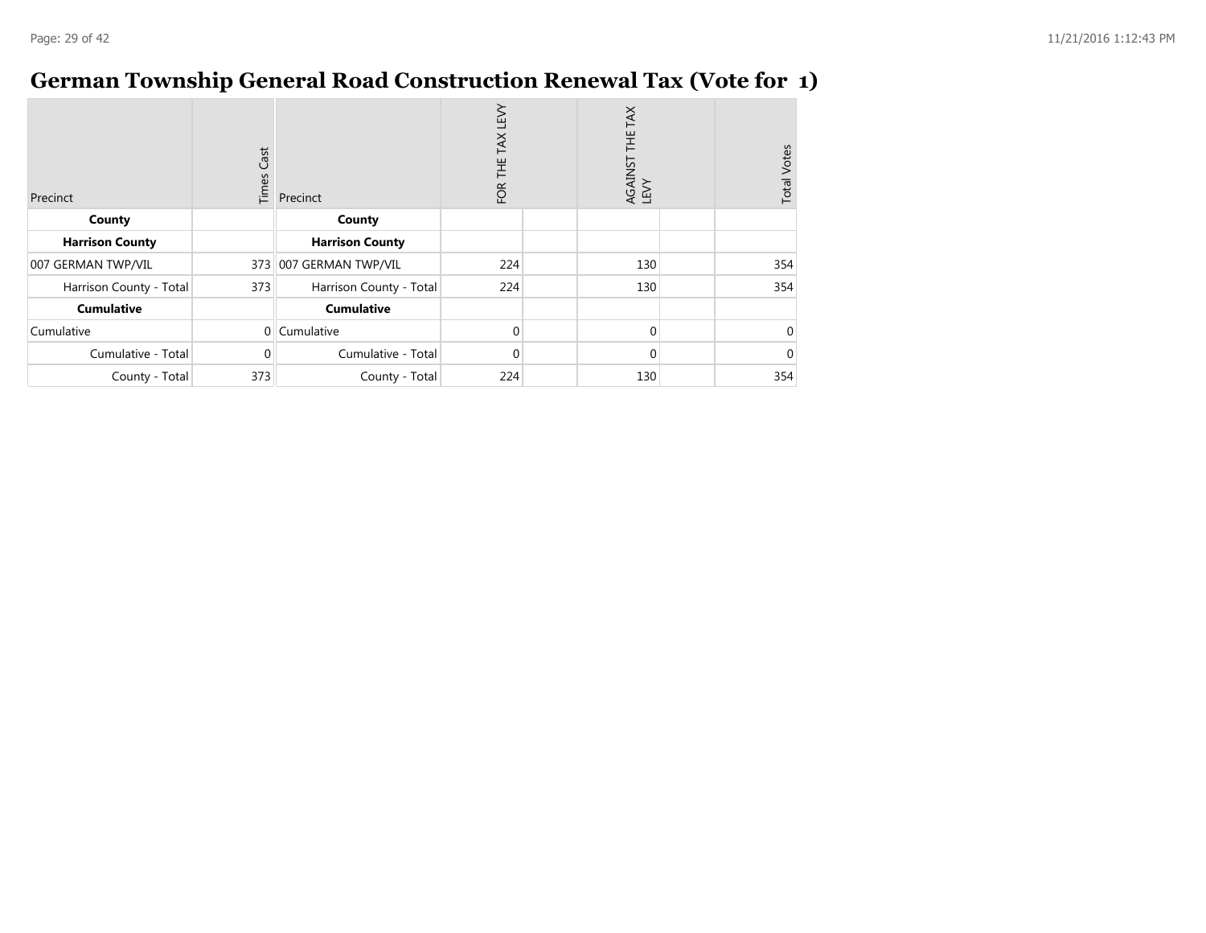# German Township General Road Construction Renewal Tax (Vote for 1)

| Precinct | Times Cast | Precinct | FOR THE TAX LEVY | | AGAINST THE TAX LEVY | | Total Votes |
|---|---|---|---|---|---|---|---|
| **County** | | **County** | | | | | |
| **Harrison County** | | **Harrison County** | | | | | |
| 007 GERMAN TWP/VIL | 373 | 007 GERMAN TWP/VIL | 224 | | 130 | | 354 |
| Harrison County - Total | 373 | Harrison County - Total | 224 | | 130 | | 354 |
| **Cumulative** | | **Cumulative** | | | | | |
| Cumulative | 0 | Cumulative | 0 | | 0 | | 0 |
| Cumulative - Total | 0 | Cumulative - Total | 0 | | 0 | | 0 |
| County - Total | 373 | County - Total | 224 | | 130 | | 354 |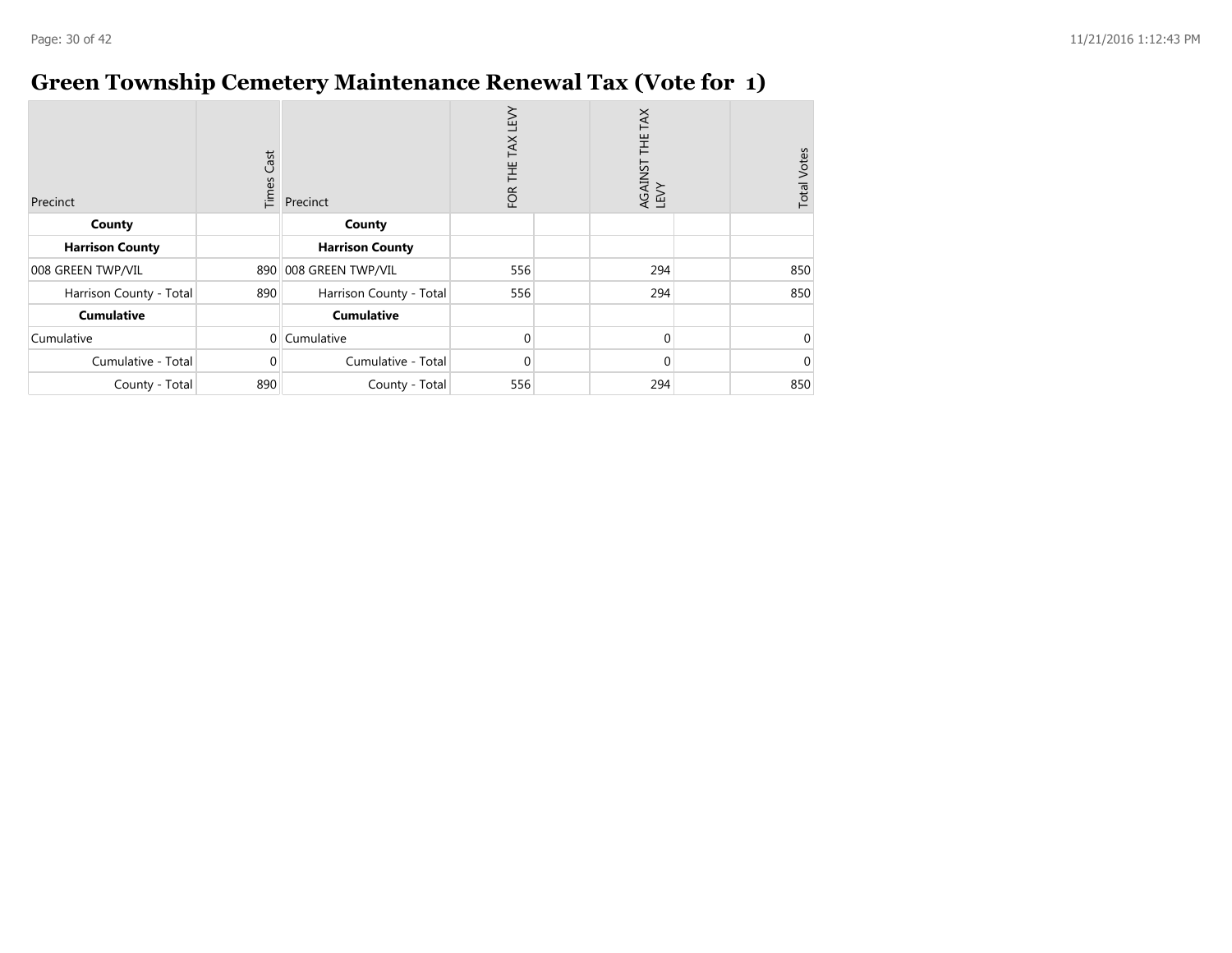# Green Township Cemetery Maintenance Renewal Tax (Vote for 1)

| Precinct | Times Cast | Precinct | FOR THE TAX LEVY | | AGAINST THE TAX LEVY | | Total Votes |
|---|---|---|---|---|---|---|---|
| **County** | | **County** | | | | | |
| **Harrison County** | | **Harrison County** | | | | | |
| 008 GREEN TWP/VIL | 890 | 008 GREEN TWP/VIL | 556 | | 294 | | 850 |
| Harrison County - Total | 890 | Harrison County - Total | 556 | | 294 | | 850 |
| **Cumulative** | | **Cumulative** | | | | | |
| Cumulative | 0 | Cumulative | 0 | | 0 | | 0 |
| Cumulative - Total | 0 | Cumulative - Total | 0 | | 0 | | 0 |
| County - Total | 890 | County - Total | 556 | | 294 | | 850 |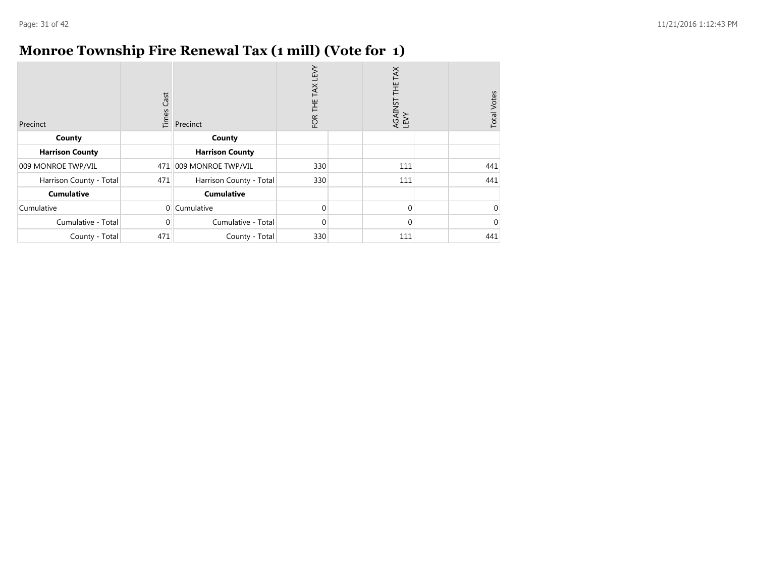# Monroe Township Fire Renewal Tax (1 mill) (Vote for 1)

| Precinct | Times Cast | Precinct | FOR THE TAX LEVY | AGAINST THE TAX LEVY | Total Votes |
|---|---|---|---|---|---|
| **County** | | **County** | | | |
| **Harrison County** | | **Harrison County** | | | |
| 009 MONROE TWP/VIL | 471 | 009 MONROE TWP/VIL | 330 | 111 | 441 |
| Harrison County - Total | 471 | Harrison County - Total | 330 | 111 | 441 |
| **Cumulative** | | **Cumulative** | | | |
| Cumulative | 0 | Cumulative | 0 | 0 | 0 |
| Cumulative - Total | 0 | Cumulative - Total | 0 | 0 | 0 |
| County - Total | 471 | County - Total | 330 | 111 | 441 |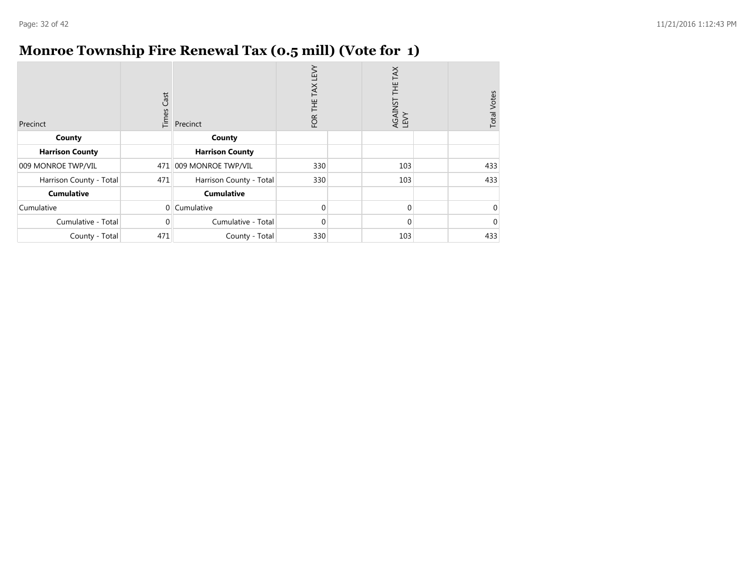# Monroe Township Fire Renewal Tax (0.5 mill) (Vote for 1)

| Precinct | Times Cast | Precinct | FOR THE TAX LEVY | AGAINST THE TAX LEVY | Total Votes |
|---|---|---|---|---|---|
| **County** | | **County** | | | |
| **Harrison County** | | **Harrison County** | | | |
| 009 MONROE TWP/VIL | 471 | 009 MONROE TWP/VIL | 330 | 103 | 433 |
| Harrison County - Total | 471 | Harrison County - Total | 330 | 103 | 433 |
| **Cumulative** | | **Cumulative** | | | |
| Cumulative | 0 | Cumulative | 0 | 0 | 0 |
| Cumulative - Total | 0 | Cumulative - Total | 0 | 0 | 0 |
| County - Total | 471 | County - Total | 330 | 103 | 433 |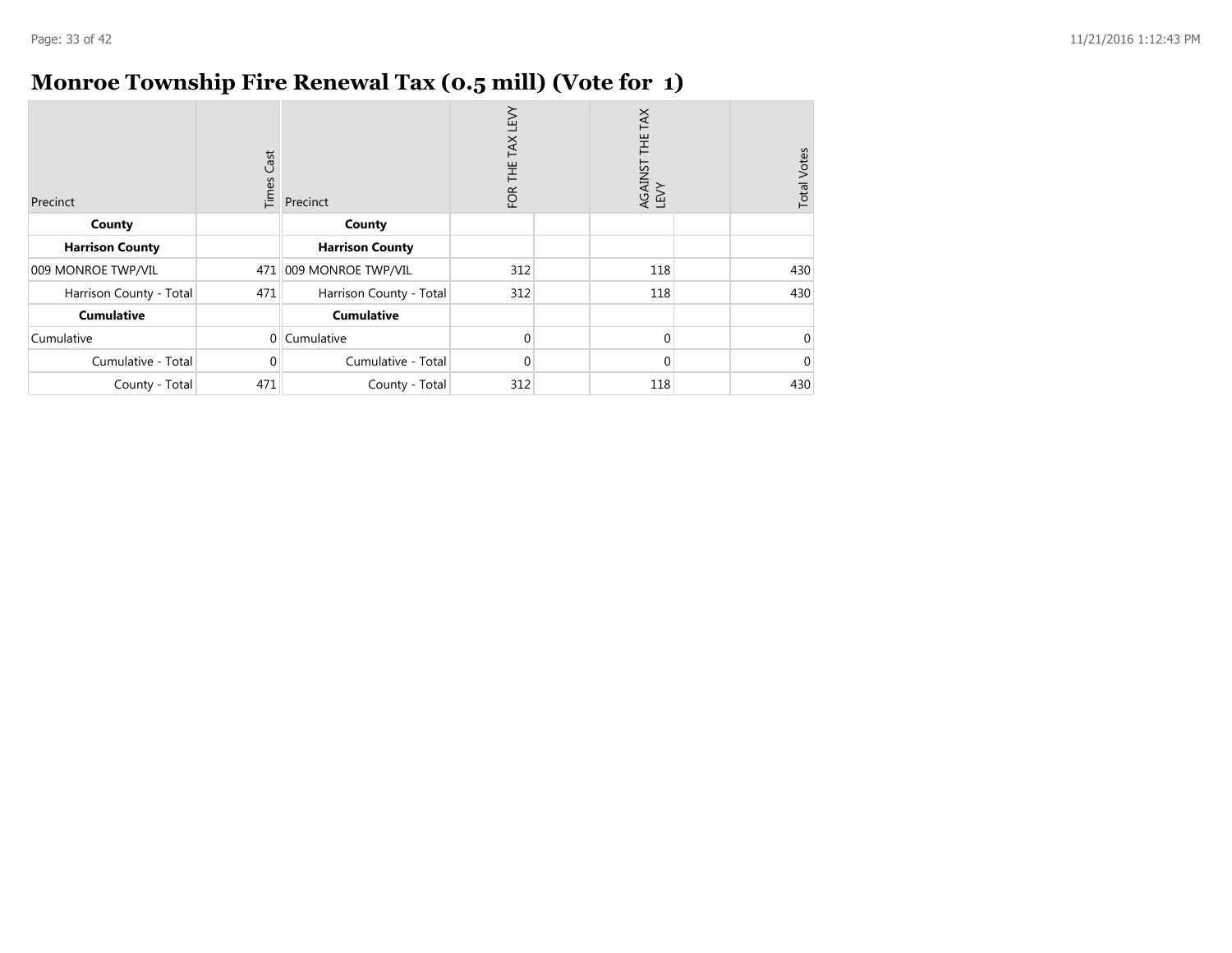# Monroe Township Fire Renewal Tax (0.5 mill) (Vote for 1)

| Precinct | Times Cast | Precinct | FOR THE TAX LEVY | AGAINST THE TAX LEVY | Total Votes |
|---|---|---|---|---|---|
| **County** | | **County** | | | |
| **Harrison County** | | **Harrison County** | | | |
| 009 MONROE TWP/VIL | 471 | 009 MONROE TWP/VIL | 312 | 118 | 430 |
| Harrison County - Total | 471 | Harrison County - Total | 312 | 118 | 430 |
| **Cumulative** | | **Cumulative** | | | |
| Cumulative | 0 | Cumulative | 0 | 0 | 0 |
| Cumulative - Total | 0 | Cumulative - Total | 0 | 0 | 0 |
| County - Total | 471 | County - Total | 312 | 118 | 430 |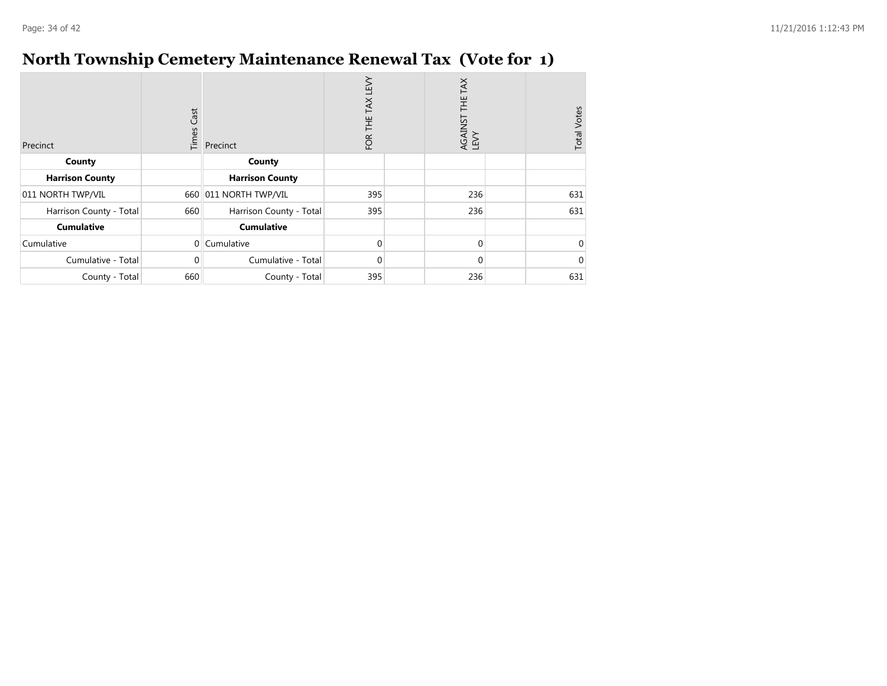# North Township Cemetery Maintenance Renewal Tax (Vote for 1)

| Precinct | Times Cast | Precinct | FOR THE TAX LEVY | | AGAINST THE TAX LEVY | | Total Votes |
|---|---|---|---|---|---|---|---|
| **County** | | **County** | | | | | |
| **Harrison County** | | **Harrison County** | | | | | |
| 011 NORTH TWP/VIL | 660 | 011 NORTH TWP/VIL | 395 | | 236 | | 631 |
| Harrison County - Total | 660 | Harrison County - Total | 395 | | 236 | | 631 |
| **Cumulative** | | **Cumulative** | | | | | |
| Cumulative | 0 | Cumulative | 0 | | 0 | | 0 |
| Cumulative - Total | 0 | Cumulative - Total | 0 | | 0 | | 0 |
| County - Total | 660 | County - Total | 395 | | 236 | | 631 |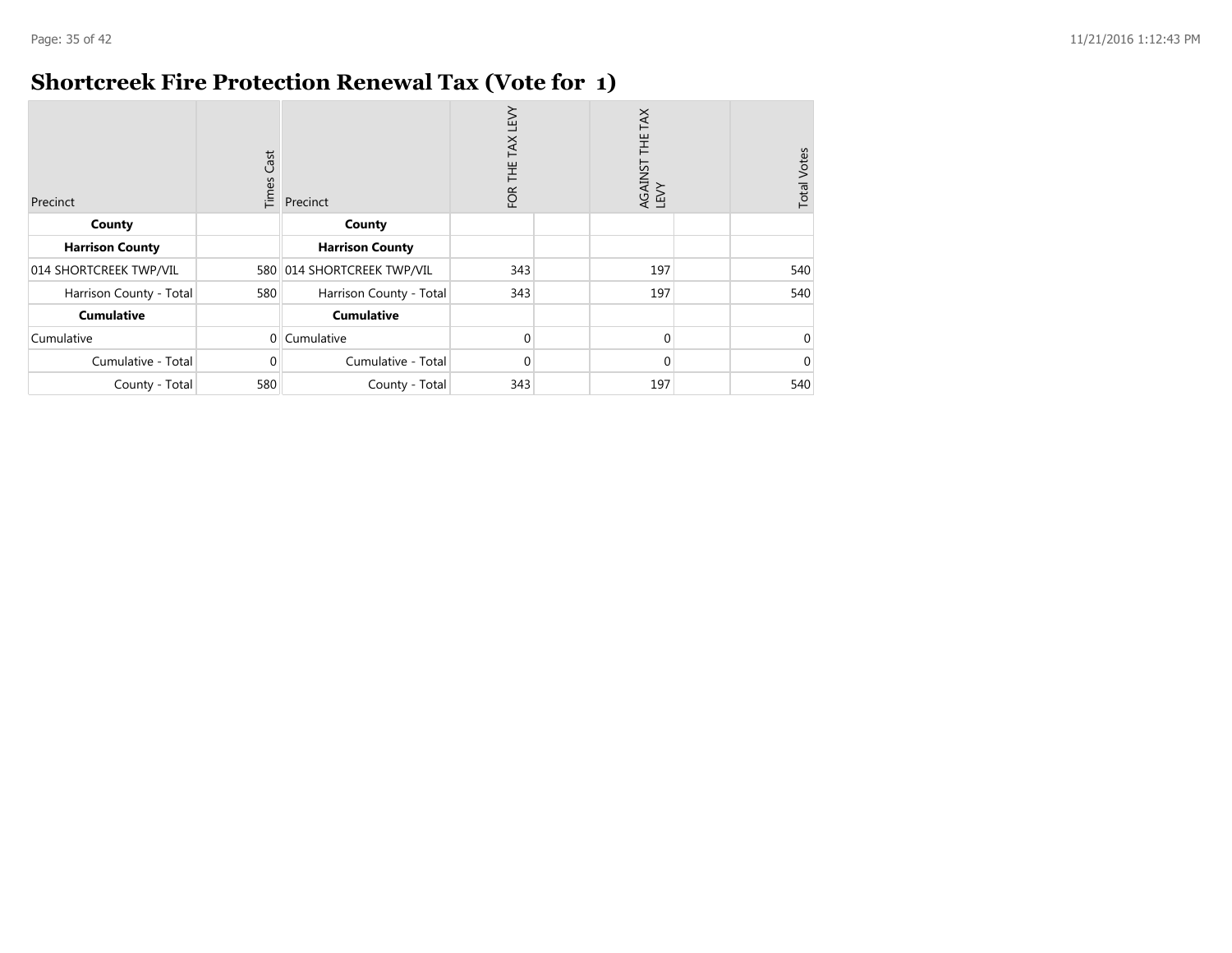# Shortcreek Fire Protection Renewal Tax (Vote for 1)

| Precinct | Times Cast | Precinct | FOR THE TAX LEVY | | AGAINST THE TAX LEVY | | Total Votes |
|---|---|---|---|---|---|---|---|
| **County** | | **County** | | | | | |
| **Harrison County** | | **Harrison County** | | | | | |
| 014 SHORTCREEK TWP/VIL | 580 | 014 SHORTCREEK TWP/VIL | 343 | | 197 | | 540 |
| Harrison County - Total | 580 | Harrison County - Total | 343 | | 197 | | 540 |
| **Cumulative** | | **Cumulative** | | | | | |
| Cumulative | 0 | Cumulative | 0 | | 0 | | 0 |
| Cumulative - Total | 0 | Cumulative - Total | 0 | | 0 | | 0 |
| County - Total | 580 | County - Total | 343 | | 197 | | 540 |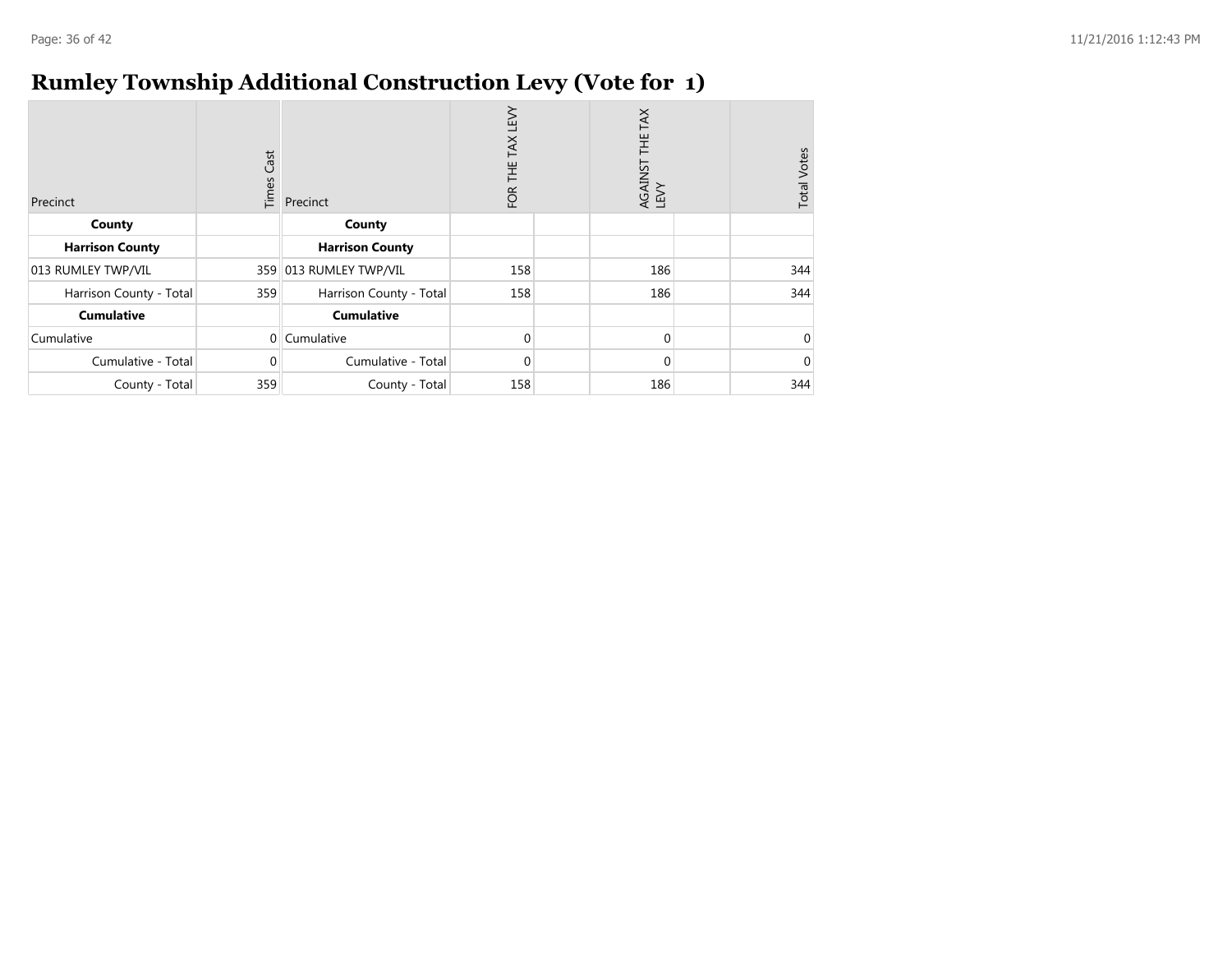# Rumley Township Additional Construction Levy (Vote for 1)

| Precinct | Times Cast | Precinct | FOR THE TAX LEVY | | AGAINST THE TAX LEVY | | Total Votes |
|---|---|---|---|---|---|---|---|
| **County** | | **County** | | | | | |
| **Harrison County** | | **Harrison County** | | | | | |
| 013 RUMLEY TWP/VIL | 359 | 013 RUMLEY TWP/VIL | 158 | | 186 | | 344 |
| Harrison County - Total | 359 | Harrison County - Total | 158 | | 186 | | 344 |
| **Cumulative** | | **Cumulative** | | | | | |
| Cumulative | 0 | Cumulative | 0 | | 0 | | 0 |
| Cumulative - Total | 0 | Cumulative - Total | 0 | | 0 | | 0 |
| County - Total | 359 | County - Total | 158 | | 186 | | 344 |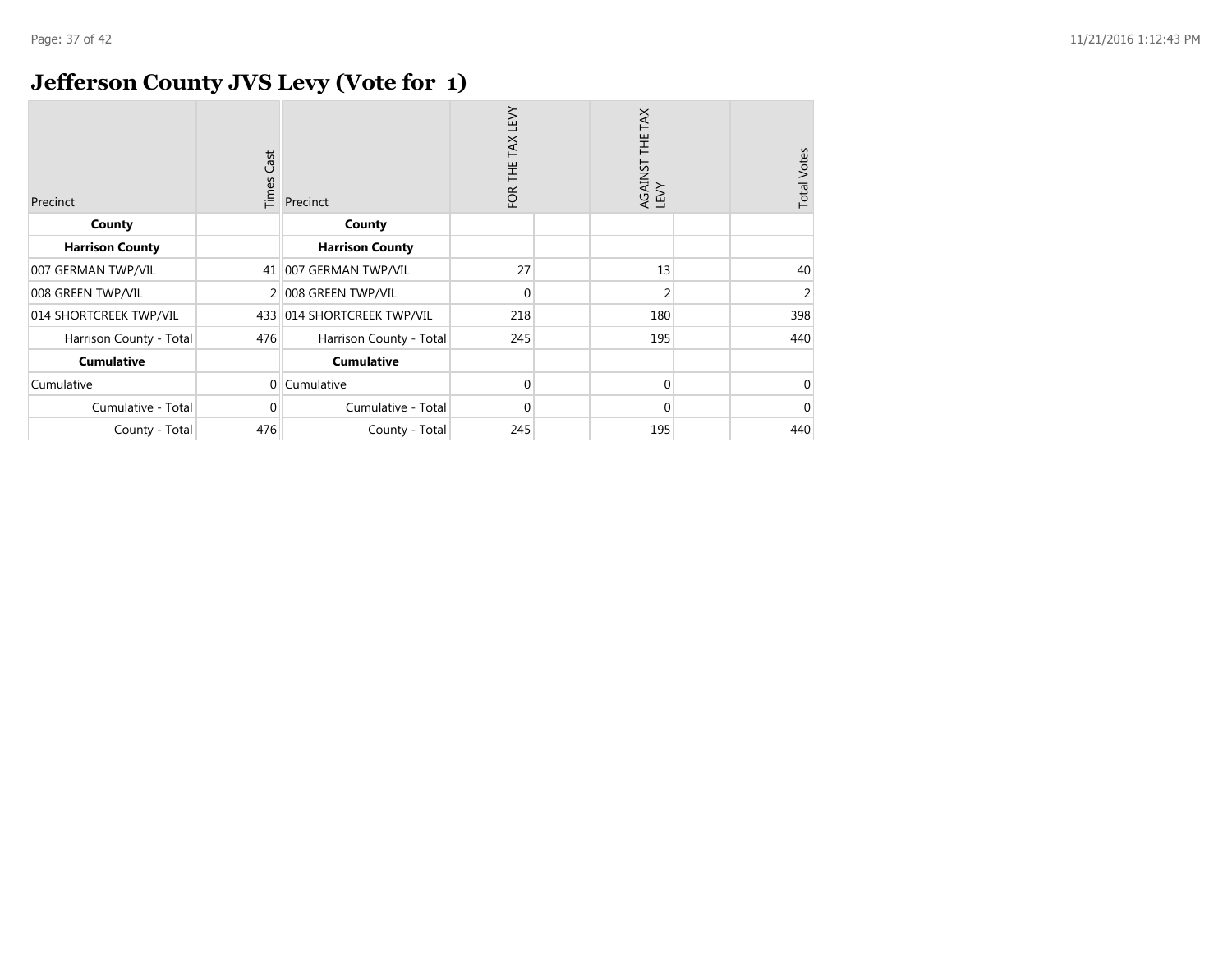# Jefferson County JVS Levy (Vote for 1)

| Precinct | Times Cast | Precinct | FOR THE TAX LEVY | | AGAINST THE TAX LEVY | | Total Votes |
|---|---|---|---|---|---|---|---|
| **County** | | **County** | | | | | |
| **Harrison County** | | **Harrison County** | | | | | |
| 007 GERMAN TWP/VIL | 41 | 007 GERMAN TWP/VIL | 27 | | 13 | | 40 |
| 008 GREEN TWP/VIL | 2 | 008 GREEN TWP/VIL | 0 | | 2 | | 2 |
| 014 SHORTCREEK TWP/VIL | 433 | 014 SHORTCREEK TWP/VIL | 218 | | 180 | | 398 |
| Harrison County - Total | 476 | Harrison County - Total | 245 | | 195 | | 440 |
| **Cumulative** | | **Cumulative** | | | | | |
| Cumulative | 0 | Cumulative | 0 | | 0 | | 0 |
| Cumulative - Total | 0 | Cumulative - Total | 0 | | 0 | | 0 |
| County - Total | 476 | County - Total | 245 | | 195 | | 440 |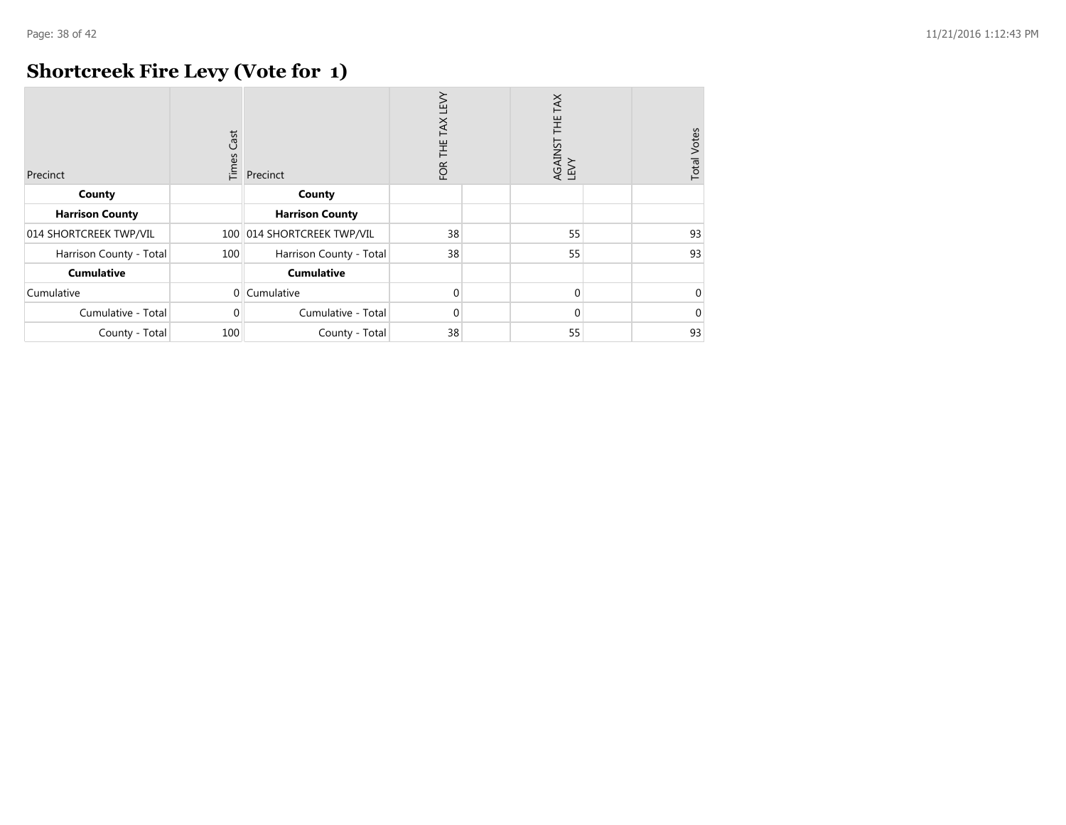# Shortcreek Fire Levy (Vote for 1)

| Precinct | Times Cast | Precinct | FOR THE TAX LEVY | AGAINST THE TAX LEVY | Total Votes |
|---|---|---|---|---|---|
| **County** | | **County** | | | |
| **Harrison County** | | **Harrison County** | | | |
| 014 SHORTCREEK TWP/VIL | 100 | 014 SHORTCREEK TWP/VIL | 38 | 55 | 93 |
| Harrison County - Total | 100 | Harrison County - Total | 38 | 55 | 93 |
| **Cumulative** | | **Cumulative** | | | |
| Cumulative | 0 | Cumulative | 0 | 0 | 0 |
| Cumulative - Total | 0 | Cumulative - Total | 0 | 0 | 0 |
| County - Total | 100 | County - Total | 38 | 55 | 93 |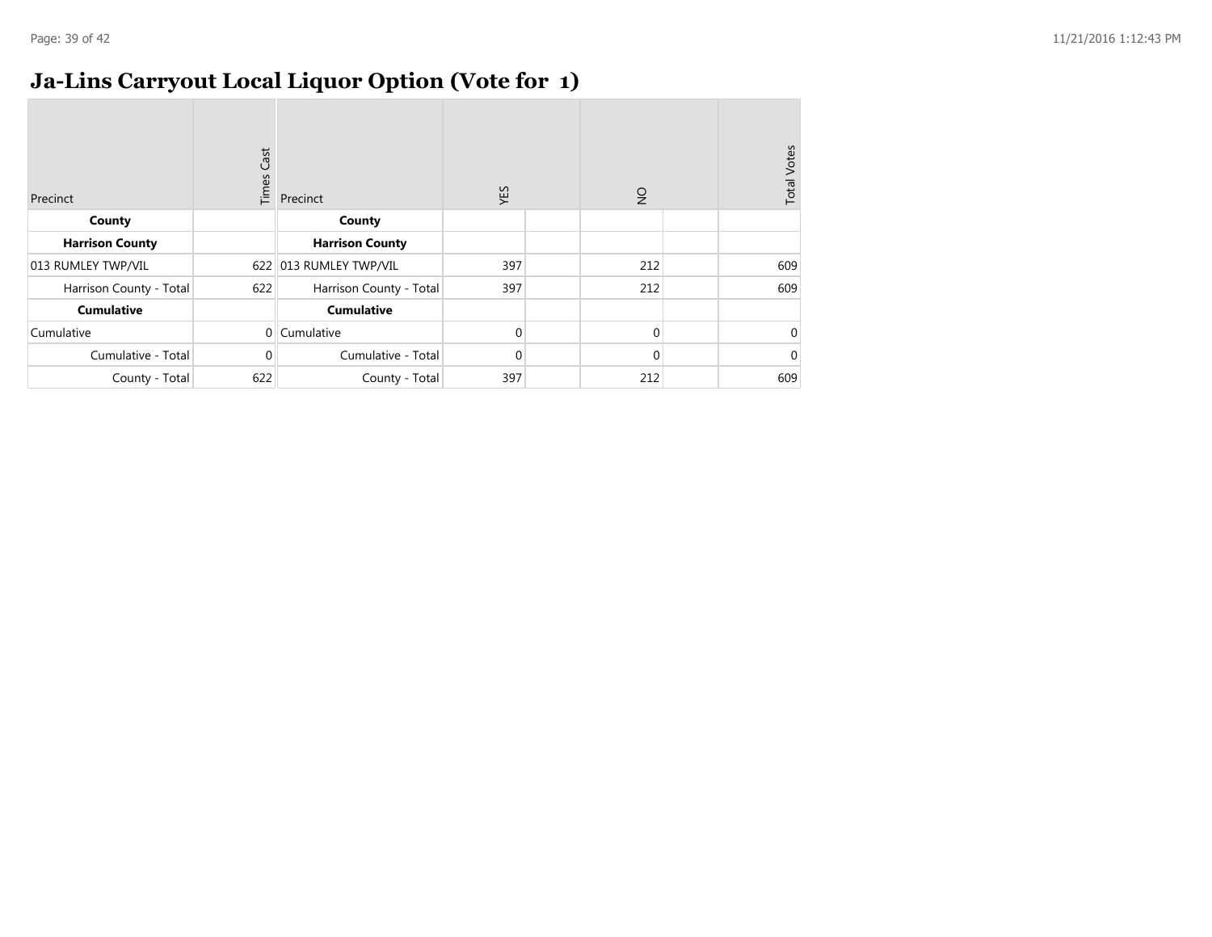# Ja-Lins Carryout Local Liquor Option (Vote for 1)

| Precinct | Times Cast | Precinct | YES | | NO | | Total Votes |
|---|---|---|---|---|---|---|---|
| **County** | | **County** | | | | | |
| **Harrison County** | | **Harrison County** | | | | | |
| 013 RUMLEY TWP/VIL | 622 | 013 RUMLEY TWP/VIL | 397 | | 212 | | 609 |
| Harrison County - Total | 622 | Harrison County - Total | 397 | | 212 | | 609 |
| **Cumulative** | | **Cumulative** | | | | | |
| Cumulative | 0 | Cumulative | 0 | | 0 | | 0 |
| Cumulative - Total | 0 | Cumulative - Total | 0 | | 0 | | 0 |
| County - Total | 622 | County - Total | 397 | | 212 | | 609 |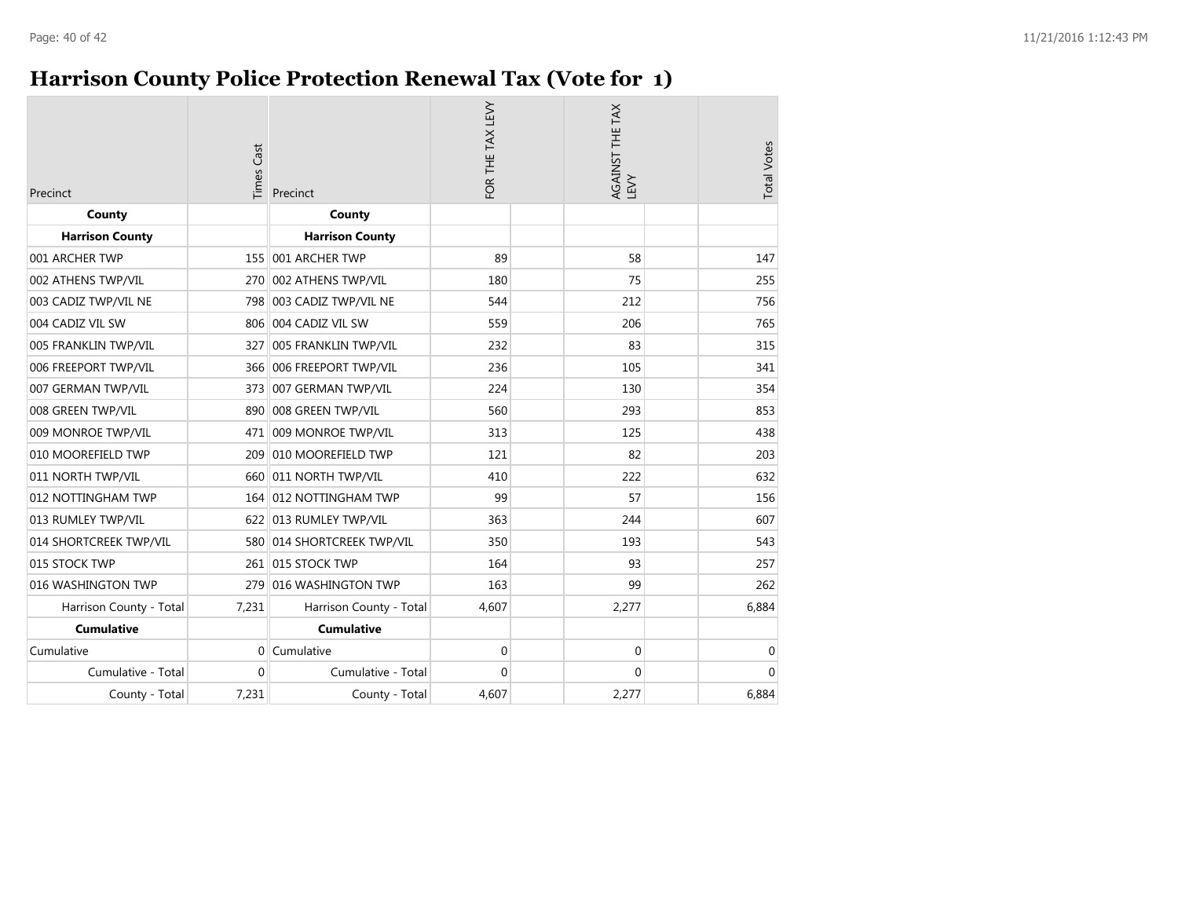# Harrison County Police Protection Renewal Tax (Vote for 1)

| Precinct | Times Cast | Precinct | FOR THE TAX LEVY | AGAINST THE TAX LEVY | Total Votes |
|---|---|---|---|---|---|
| **County** | | **County** | | | |
| **Harrison County** | | **Harrison County** | | | |
| 001 ARCHER TWP | 155 | 001 ARCHER TWP | 89 | 58 | 147 |
| 002 ATHENS TWP/VIL | 270 | 002 ATHENS TWP/VIL | 180 | 75 | 255 |
| 003 CADIZ TWP/VIL NE | 798 | 003 CADIZ TWP/VIL NE | 544 | 212 | 756 |
| 004 CADIZ VIL SW | 806 | 004 CADIZ VIL SW | 559 | 206 | 765 |
| 005 FRANKLIN TWP/VIL | 327 | 005 FRANKLIN TWP/VIL | 232 | 83 | 315 |
| 006 FREEPORT TWP/VIL | 366 | 006 FREEPORT TWP/VIL | 236 | 105 | 341 |
| 007 GERMAN TWP/VIL | 373 | 007 GERMAN TWP/VIL | 224 | 130 | 354 |
| 008 GREEN TWP/VIL | 890 | 008 GREEN TWP/VIL | 560 | 293 | 853 |
| 009 MONROE TWP/VIL | 471 | 009 MONROE TWP/VIL | 313 | 125 | 438 |
| 010 MOOREFIELD TWP | 209 | 010 MOOREFIELD TWP | 121 | 82 | 203 |
| 011 NORTH TWP/VIL | 660 | 011 NORTH TWP/VIL | 410 | 222 | 632 |
| 012 NOTTINGHAM TWP | 164 | 012 NOTTINGHAM TWP | 99 | 57 | 156 |
| 013 RUMLEY TWP/VIL | 622 | 013 RUMLEY TWP/VIL | 363 | 244 | 607 |
| 014 SHORTCREEK TWP/VIL | 580 | 014 SHORTCREEK TWP/VIL | 350 | 193 | 543 |
| 015 STOCK TWP | 261 | 015 STOCK TWP | 164 | 93 | 257 |
| 016 WASHINGTON TWP | 279 | 016 WASHINGTON TWP | 163 | 99 | 262 |
| Harrison County - Total | 7,231 | Harrison County - Total | 4,607 | 2,277 | 6,884 |
| **Cumulative** | | **Cumulative** | | | |
| Cumulative | 0 | Cumulative | 0 | 0 | 0 |
| Cumulative - Total | 0 | Cumulative - Total | 0 | 0 | 0 |
| County - Total | 7,231 | County - Total | 4,607 | 2,277 | 6,884 |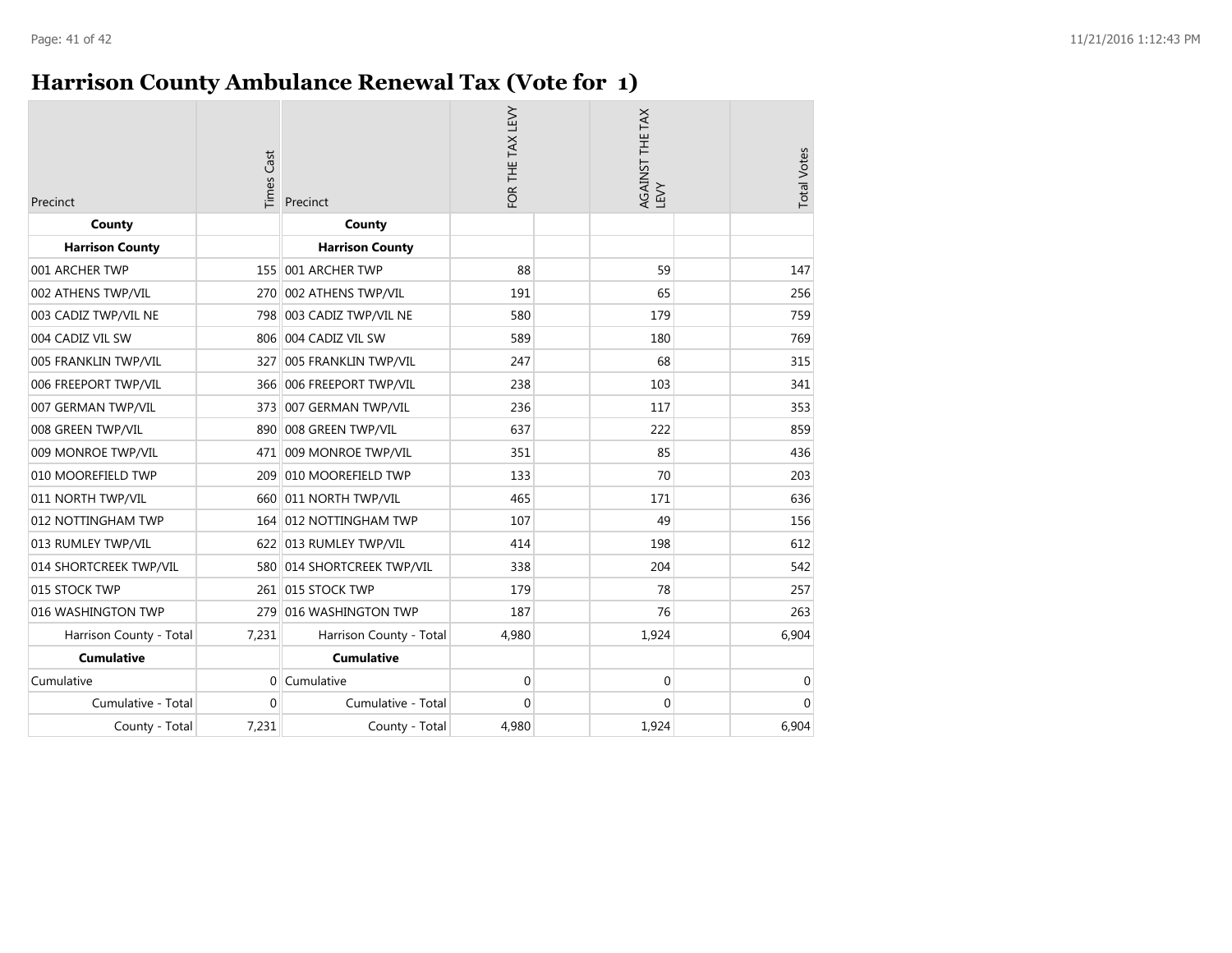# Harrison County Ambulance Renewal Tax (Vote for 1)

| Precinct | Times Cast | Precinct | FOR THE TAX LEVY | AGAINST THE TAX LEVY | Total Votes |
|---|---|---|---|---|---|
| **County** | | **County** | | | |
| **Harrison County** | | **Harrison County** | | | |
| 001 ARCHER TWP | 155 | 001 ARCHER TWP | 88 | 59 | 147 |
| 002 ATHENS TWP/VIL | 270 | 002 ATHENS TWP/VIL | 191 | 65 | 256 |
| 003 CADIZ TWP/VIL NE | 798 | 003 CADIZ TWP/VIL NE | 580 | 179 | 759 |
| 004 CADIZ VIL SW | 806 | 004 CADIZ VIL SW | 589 | 180 | 769 |
| 005 FRANKLIN TWP/VIL | 327 | 005 FRANKLIN TWP/VIL | 247 | 68 | 315 |
| 006 FREEPORT TWP/VIL | 366 | 006 FREEPORT TWP/VIL | 238 | 103 | 341 |
| 007 GERMAN TWP/VIL | 373 | 007 GERMAN TWP/VIL | 236 | 117 | 353 |
| 008 GREEN TWP/VIL | 890 | 008 GREEN TWP/VIL | 637 | 222 | 859 |
| 009 MONROE TWP/VIL | 471 | 009 MONROE TWP/VIL | 351 | 85 | 436 |
| 010 MOOREFIELD TWP | 209 | 010 MOOREFIELD TWP | 133 | 70 | 203 |
| 011 NORTH TWP/VIL | 660 | 011 NORTH TWP/VIL | 465 | 171 | 636 |
| 012 NOTTINGHAM TWP | 164 | 012 NOTTINGHAM TWP | 107 | 49 | 156 |
| 013 RUMLEY TWP/VIL | 622 | 013 RUMLEY TWP/VIL | 414 | 198 | 612 |
| 014 SHORTCREEK TWP/VIL | 580 | 014 SHORTCREEK TWP/VIL | 338 | 204 | 542 |
| 015 STOCK TWP | 261 | 015 STOCK TWP | 179 | 78 | 257 |
| 016 WASHINGTON TWP | 279 | 016 WASHINGTON TWP | 187 | 76 | 263 |
| Harrison County - Total | 7,231 | Harrison County - Total | 4,980 | 1,924 | 6,904 |
| **Cumulative** | | **Cumulative** | | | |
| Cumulative | 0 | Cumulative | 0 | 0 | 0 |
| Cumulative - Total | 0 | Cumulative - Total | 0 | 0 | 0 |
| County - Total | 7,231 | County - Total | 4,980 | 1,924 | 6,904 |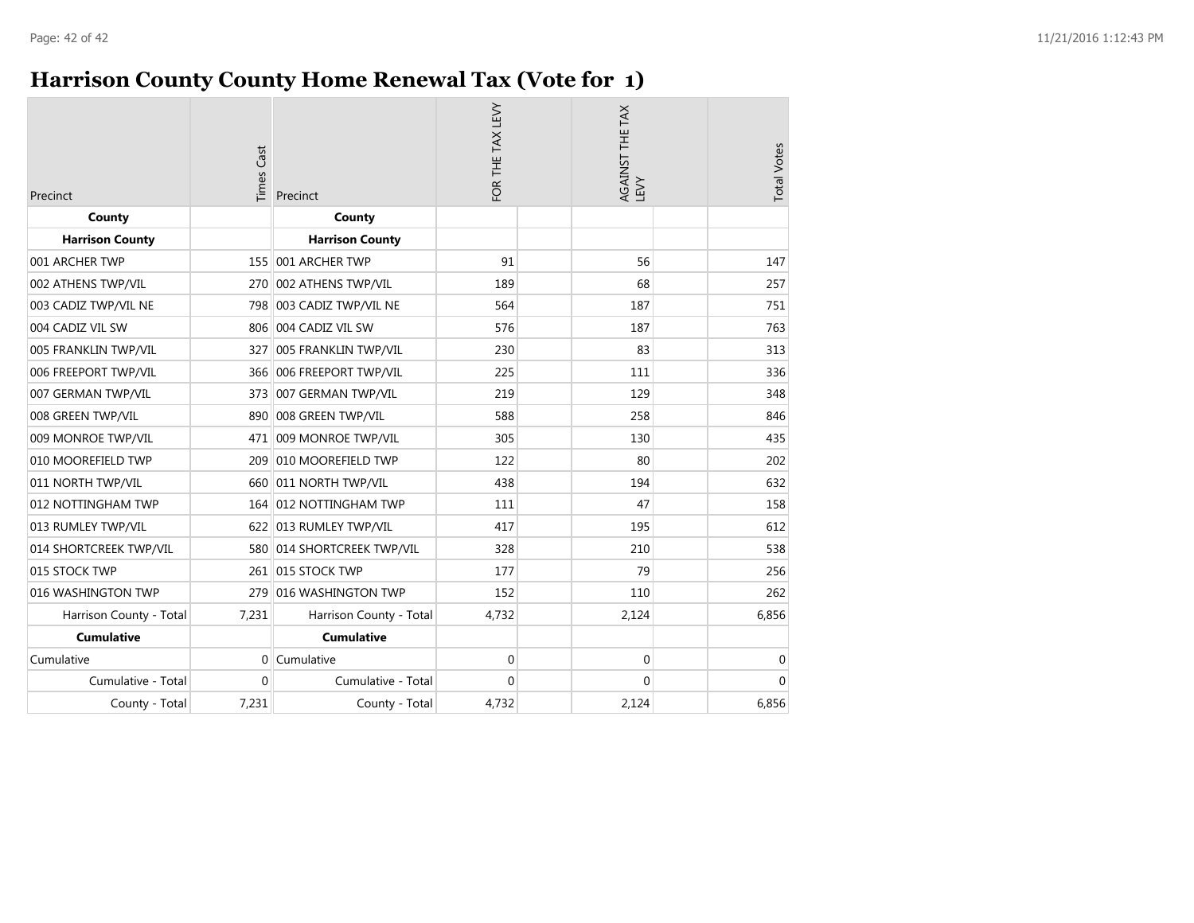# Harrison County County Home Renewal Tax (Vote for 1)

| Precinct | Times Cast | Precinct | FOR THE TAX LEVY | | AGAINST THE TAX LEVY | | Total Votes |
|---|---|---|---|---|---|---|---|
| **County** | | **County** | | | | | |
| **Harrison County** | | **Harrison County** | | | | | |
| 001 ARCHER TWP | 155 | 001 ARCHER TWP | 91 | | 56 | | 147 |
| 002 ATHENS TWP/VIL | 270 | 002 ATHENS TWP/VIL | 189 | | 68 | | 257 |
| 003 CADIZ TWP/VIL NE | 798 | 003 CADIZ TWP/VIL NE | 564 | | 187 | | 751 |
| 004 CADIZ VIL SW | 806 | 004 CADIZ VIL SW | 576 | | 187 | | 763 |
| 005 FRANKLIN TWP/VIL | 327 | 005 FRANKLIN TWP/VIL | 230 | | 83 | | 313 |
| 006 FREEPORT TWP/VIL | 366 | 006 FREEPORT TWP/VIL | 225 | | 111 | | 336 |
| 007 GERMAN TWP/VIL | 373 | 007 GERMAN TWP/VIL | 219 | | 129 | | 348 |
| 008 GREEN TWP/VIL | 890 | 008 GREEN TWP/VIL | 588 | | 258 | | 846 |
| 009 MONROE TWP/VIL | 471 | 009 MONROE TWP/VIL | 305 | | 130 | | 435 |
| 010 MOOREFIELD TWP | 209 | 010 MOOREFIELD TWP | 122 | | 80 | | 202 |
| 011 NORTH TWP/VIL | 660 | 011 NORTH TWP/VIL | 438 | | 194 | | 632 |
| 012 NOTTINGHAM TWP | 164 | 012 NOTTINGHAM TWP | 111 | | 47 | | 158 |
| 013 RUMLEY TWP/VIL | 622 | 013 RUMLEY TWP/VIL | 417 | | 195 | | 612 |
| 014 SHORTCREEK TWP/VIL | 580 | 014 SHORTCREEK TWP/VIL | 328 | | 210 | | 538 |
| 015 STOCK TWP | 261 | 015 STOCK TWP | 177 | | 79 | | 256 |
| 016 WASHINGTON TWP | 279 | 016 WASHINGTON TWP | 152 | | 110 | | 262 |
| Harrison County - Total | 7,231 | Harrison County - Total | 4,732 | | 2,124 | | 6,856 |
| **Cumulative** | | **Cumulative** | | | | | |
| Cumulative | 0 | Cumulative | 0 | | 0 | | 0 |
| Cumulative - Total | 0 | Cumulative - Total | 0 | | 0 | | 0 |
| County - Total | 7,231 | County - Total | 4,732 | | 2,124 | | 6,856 |